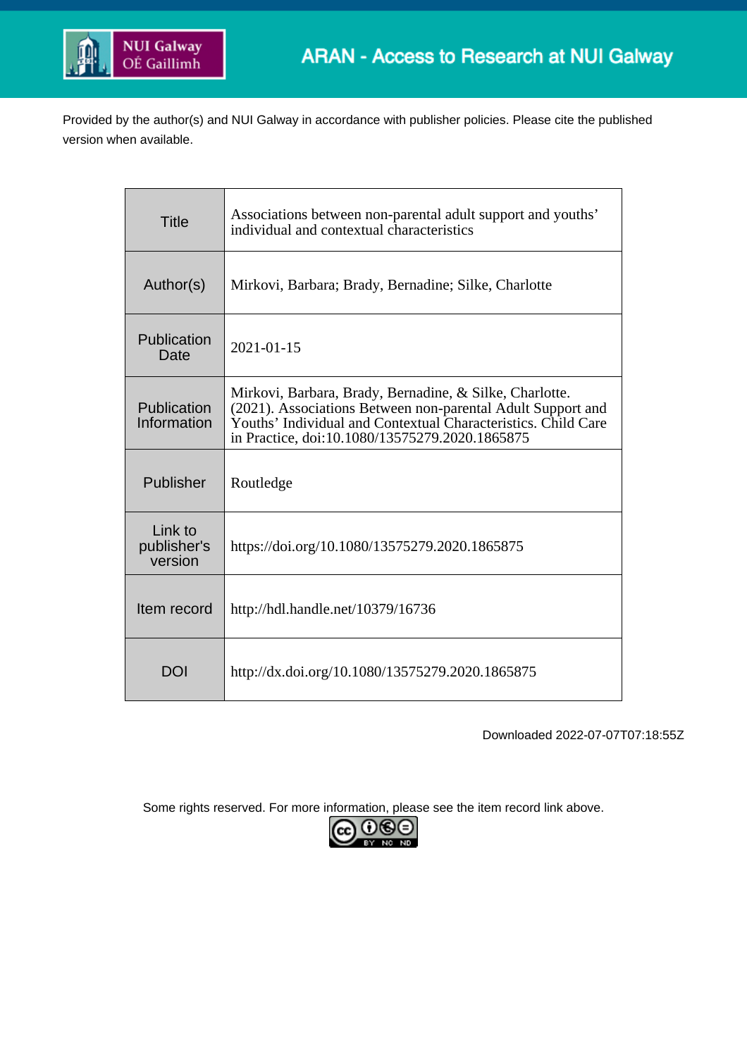ARAN - Access to Research at NUI Galway

Provided by the author(s) and NUI Galway in accordance with publisher policies. Please cite the published version when available.

| | |
|---|---|
| Title | Associations between non-parental adult support and youths' individual and contextual characteristics |
| Author(s) | Mirkovi, Barbara; Brady, Bernadine; Silke, Charlotte |
| Publication Date | 2021-01-15 |
| Publication Information | Mirkovi, Barbara, Brady, Bernadine, & Silke, Charlotte. (2021). Associations Between non-parental Adult Support and Youths' Individual and Contextual Characteristics. Child Care in Practice, doi:10.1080/13575279.2020.1865875 |
| Publisher | Routledge |
| Link to publisher's version | https://doi.org/10.1080/13575279.2020.1865875 |
| Item record | http://hdl.handle.net/10379/16736 |
| DOI | http://dx.doi.org/10.1080/13575279.2020.1865875 |

Downloaded 2022-07-07T07:18:55Z

Some rights reserved. For more information, please see the item record link above.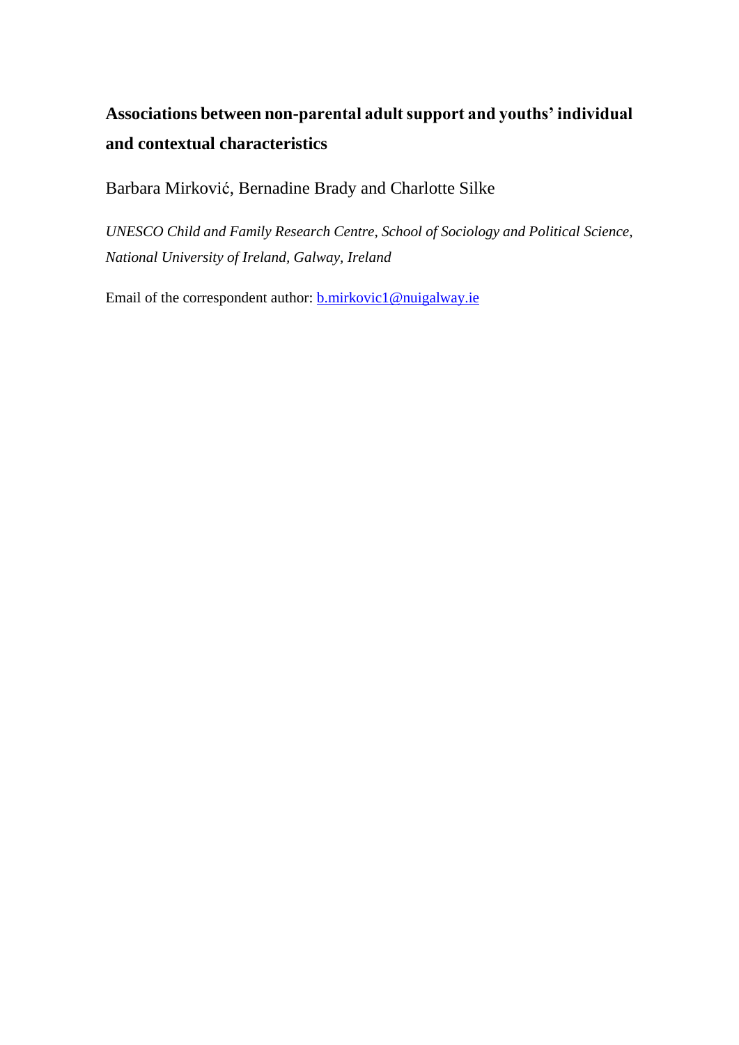# Associations between non-parental adult support and youths' individual and contextual characteristics

Barbara Mirković, Bernadine Brady and Charlotte Silke

*UNESCO Child and Family Research Centre, School of Sociology and Political Science, National University of Ireland, Galway, Ireland*

Email of the correspondent author: b.mirkovic1@nuigalway.ie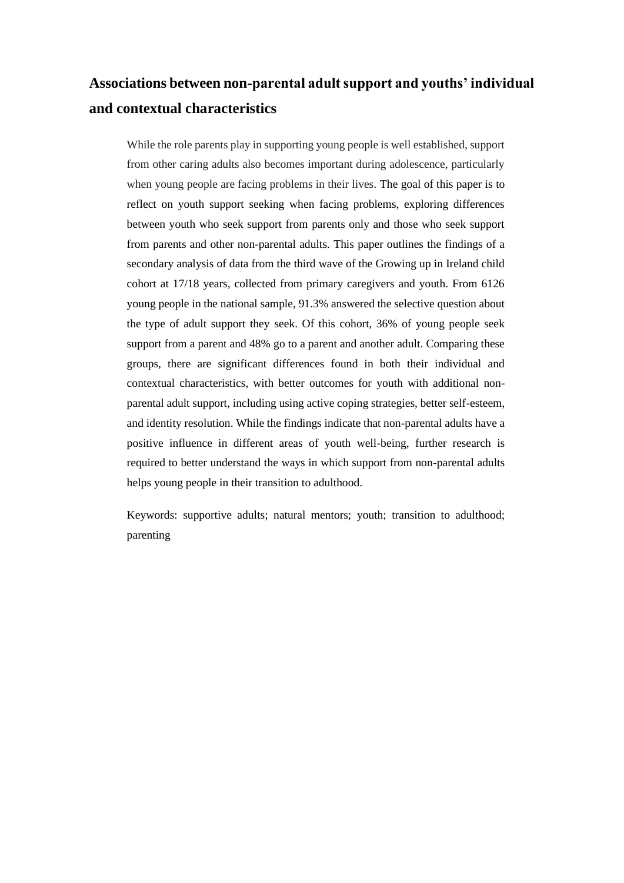# Associations between non-parental adult support and youths' individual and contextual characteristics

While the role parents play in supporting young people is well established, support from other caring adults also becomes important during adolescence, particularly when young people are facing problems in their lives. The goal of this paper is to reflect on youth support seeking when facing problems, exploring differences between youth who seek support from parents only and those who seek support from parents and other non-parental adults. This paper outlines the findings of a secondary analysis of data from the third wave of the Growing up in Ireland child cohort at 17/18 years, collected from primary caregivers and youth. From 6126 young people in the national sample, 91.3% answered the selective question about the type of adult support they seek. Of this cohort, 36% of young people seek support from a parent and 48% go to a parent and another adult. Comparing these groups, there are significant differences found in both their individual and contextual characteristics, with better outcomes for youth with additional non-parental adult support, including using active coping strategies, better self-esteem, and identity resolution. While the findings indicate that non-parental adults have a positive influence in different areas of youth well-being, further research is required to better understand the ways in which support from non-parental adults helps young people in their transition to adulthood.

Keywords: supportive adults; natural mentors; youth; transition to adulthood; parenting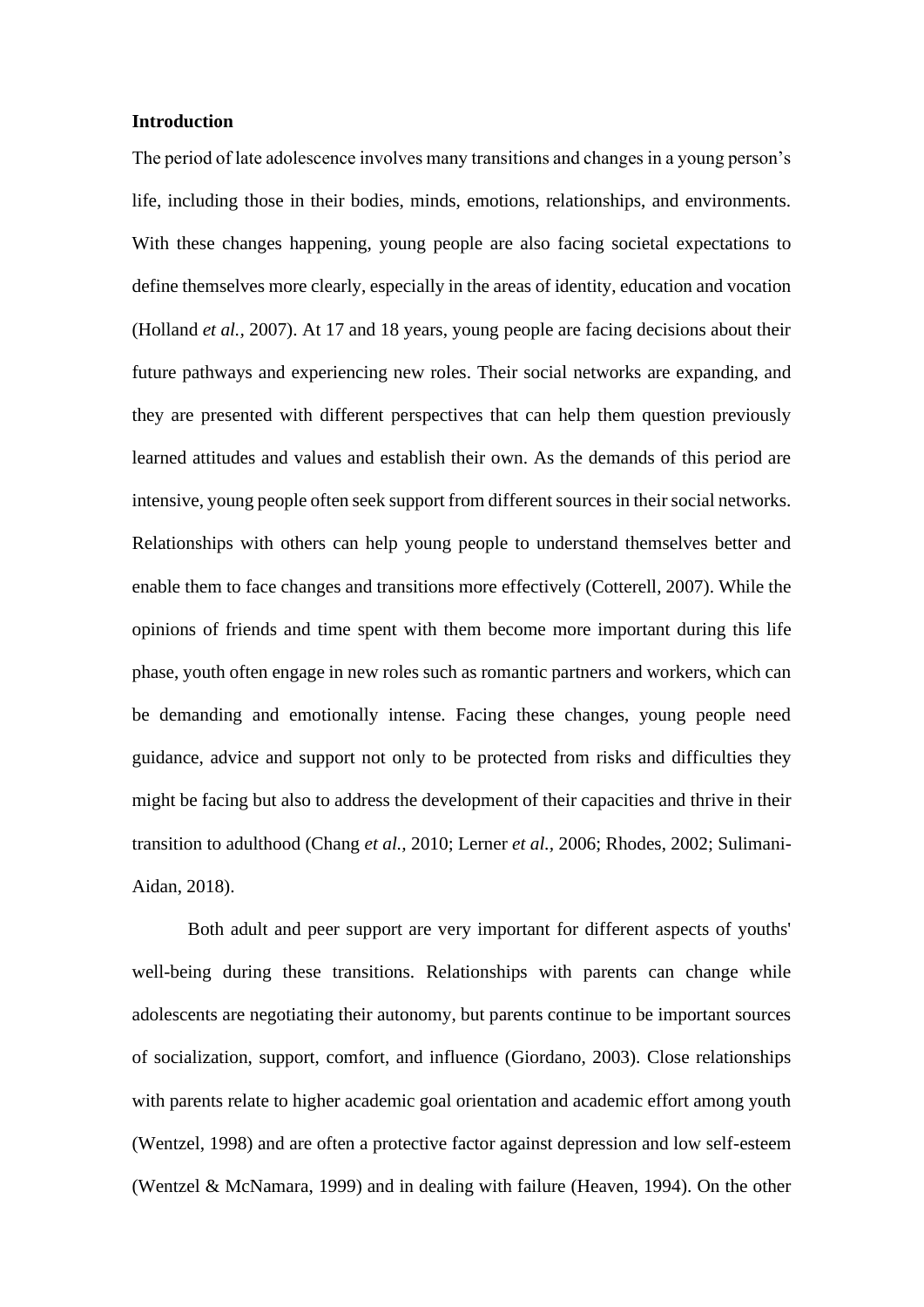## Introduction

The period of late adolescence involves many transitions and changes in a young person's life, including those in their bodies, minds, emotions, relationships, and environments. With these changes happening, young people are also facing societal expectations to define themselves more clearly, especially in the areas of identity, education and vocation (Holland *et al.,* 2007). At 17 and 18 years, young people are facing decisions about their future pathways and experiencing new roles. Their social networks are expanding, and they are presented with different perspectives that can help them question previously learned attitudes and values and establish their own. As the demands of this period are intensive, young people often seek support from different sources in their social networks. Relationships with others can help young people to understand themselves better and enable them to face changes and transitions more effectively (Cotterell, 2007). While the opinions of friends and time spent with them become more important during this life phase, youth often engage in new roles such as romantic partners and workers, which can be demanding and emotionally intense. Facing these changes, young people need guidance, advice and support not only to be protected from risks and difficulties they might be facing but also to address the development of their capacities and thrive in their transition to adulthood (Chang *et al.,* 2010; Lerner *et al.,* 2006; Rhodes, 2002; Sulimani-Aidan, 2018).

Both adult and peer support are very important for different aspects of youths' well-being during these transitions. Relationships with parents can change while adolescents are negotiating their autonomy, but parents continue to be important sources of socialization, support, comfort, and influence (Giordano, 2003). Close relationships with parents relate to higher academic goal orientation and academic effort among youth (Wentzel, 1998) and are often a protective factor against depression and low self-esteem (Wentzel & McNamara, 1999) and in dealing with failure (Heaven, 1994). On the other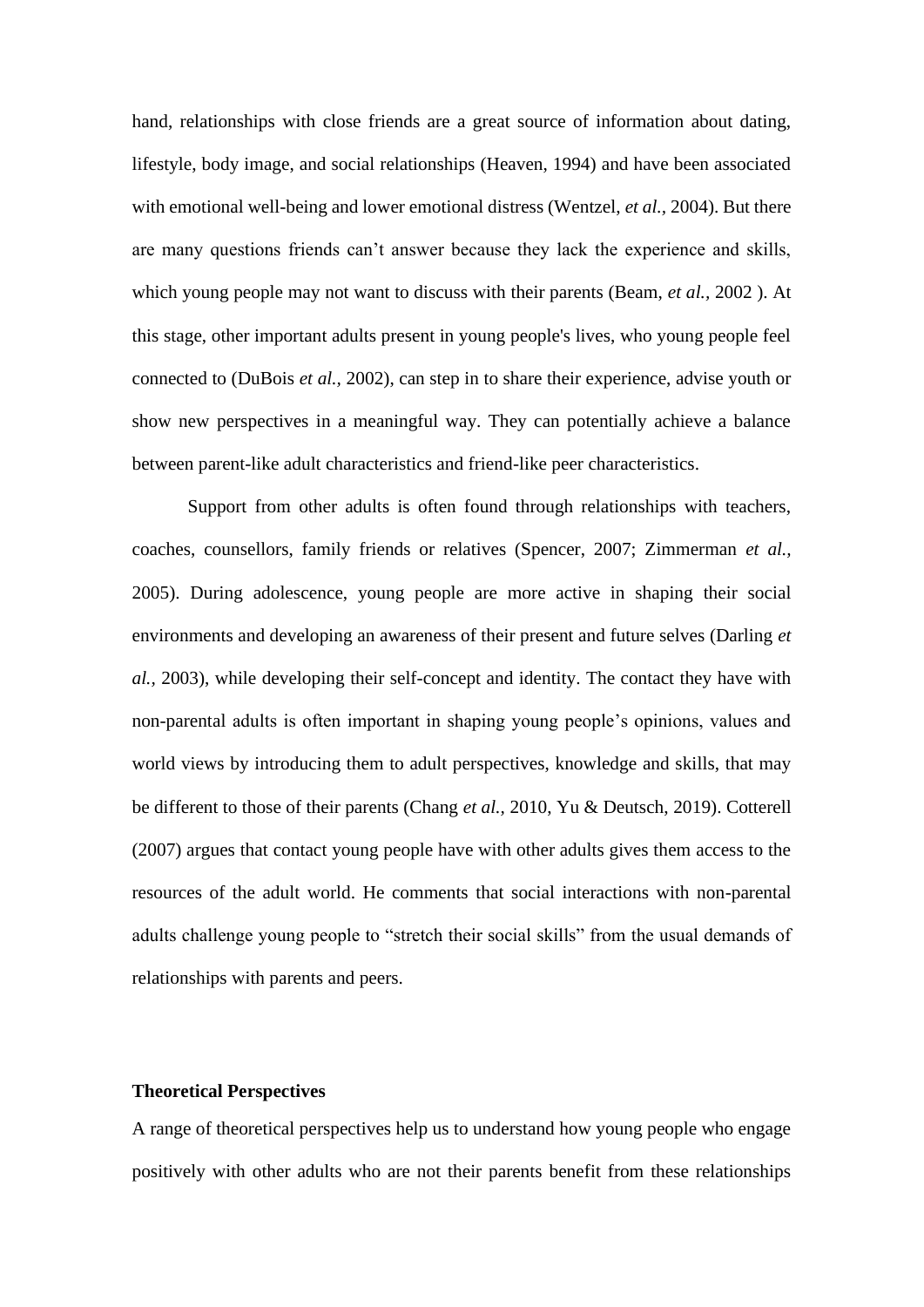hand, relationships with close friends are a great source of information about dating, lifestyle, body image, and social relationships (Heaven, 1994) and have been associated with emotional well-being and lower emotional distress (Wentzel, *et al.,* 2004). But there are many questions friends can't answer because they lack the experience and skills, which young people may not want to discuss with their parents (Beam, *et al.,* 2002 ). At this stage, other important adults present in young people's lives, who young people feel connected to (DuBois *et al.,* 2002), can step in to share their experience, advise youth or show new perspectives in a meaningful way. They can potentially achieve a balance between parent-like adult characteristics and friend-like peer characteristics.

Support from other adults is often found through relationships with teachers, coaches, counsellors, family friends or relatives (Spencer, 2007; Zimmerman *et al.,* 2005). During adolescence, young people are more active in shaping their social environments and developing an awareness of their present and future selves (Darling *et al.,* 2003), while developing their self-concept and identity. The contact they have with non-parental adults is often important in shaping young people's opinions, values and world views by introducing them to adult perspectives, knowledge and skills, that may be different to those of their parents (Chang *et al.,* 2010, Yu & Deutsch, 2019). Cotterell (2007) argues that contact young people have with other adults gives them access to the resources of the adult world. He comments that social interactions with non-parental adults challenge young people to "stretch their social skills" from the usual demands of relationships with parents and peers.

**Theoretical Perspectives**

A range of theoretical perspectives help us to understand how young people who engage positively with other adults who are not their parents benefit from these relationships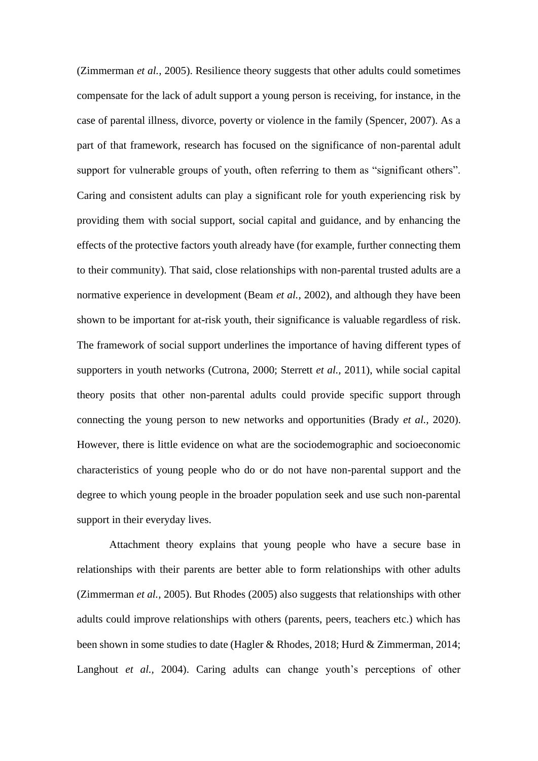(Zimmerman *et al.,* 2005). Resilience theory suggests that other adults could sometimes compensate for the lack of adult support a young person is receiving, for instance, in the case of parental illness, divorce, poverty or violence in the family (Spencer, 2007). As a part of that framework, research has focused on the significance of non-parental adult support for vulnerable groups of youth, often referring to them as "significant others". Caring and consistent adults can play a significant role for youth experiencing risk by providing them with social support, social capital and guidance, and by enhancing the effects of the protective factors youth already have (for example, further connecting them to their community). That said, close relationships with non-parental trusted adults are a normative experience in development (Beam *et al.,* 2002), and although they have been shown to be important for at-risk youth, their significance is valuable regardless of risk. The framework of social support underlines the importance of having different types of supporters in youth networks (Cutrona, 2000; Sterrett *et al.,* 2011), while social capital theory posits that other non-parental adults could provide specific support through connecting the young person to new networks and opportunities (Brady *et al.,* 2020). However, there is little evidence on what are the sociodemographic and socioeconomic characteristics of young people who do or do not have non-parental support and the degree to which young people in the broader population seek and use such non-parental support in their everyday lives.

Attachment theory explains that young people who have a secure base in relationships with their parents are better able to form relationships with other adults (Zimmerman *et al.,* 2005). But Rhodes (2005) also suggests that relationships with other adults could improve relationships with others (parents, peers, teachers etc.) which has been shown in some studies to date (Hagler & Rhodes, 2018; Hurd & Zimmerman, 2014; Langhout *et al.,* 2004). Caring adults can change youth's perceptions of other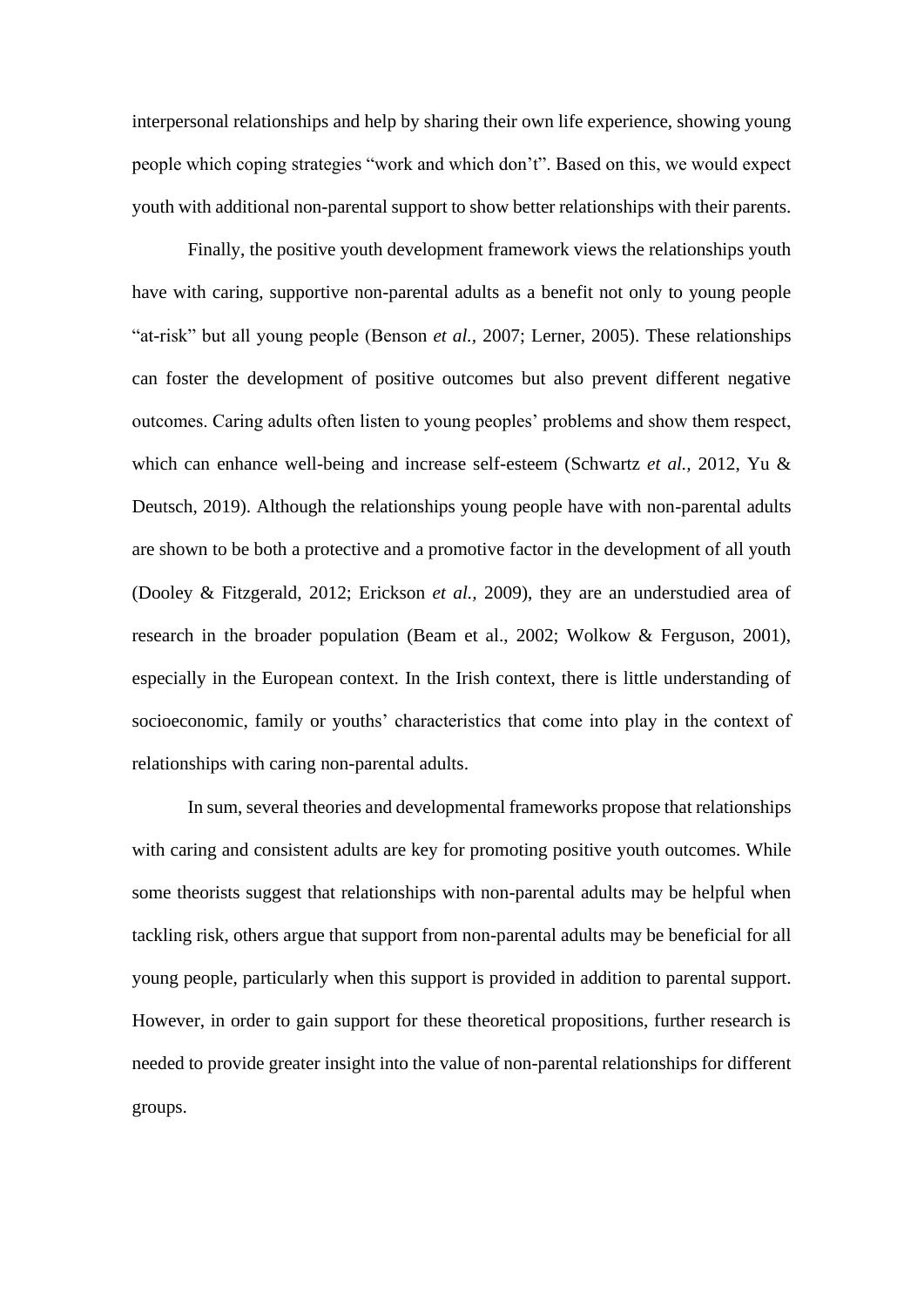interpersonal relationships and help by sharing their own life experience, showing young people which coping strategies "work and which don't". Based on this, we would expect youth with additional non-parental support to show better relationships with their parents.

Finally, the positive youth development framework views the relationships youth have with caring, supportive non-parental adults as a benefit not only to young people "at-risk" but all young people (Benson *et al.,* 2007; Lerner, 2005). These relationships can foster the development of positive outcomes but also prevent different negative outcomes. Caring adults often listen to young peoples' problems and show them respect, which can enhance well-being and increase self-esteem (Schwartz *et al.,* 2012, Yu & Deutsch, 2019). Although the relationships young people have with non-parental adults are shown to be both a protective and a promotive factor in the development of all youth (Dooley & Fitzgerald, 2012; Erickson *et al.,* 2009), they are an understudied area of research in the broader population (Beam et al., 2002; Wolkow & Ferguson, 2001), especially in the European context. In the Irish context, there is little understanding of socioeconomic, family or youths' characteristics that come into play in the context of relationships with caring non-parental adults.

In sum, several theories and developmental frameworks propose that relationships with caring and consistent adults are key for promoting positive youth outcomes. While some theorists suggest that relationships with non-parental adults may be helpful when tackling risk, others argue that support from non-parental adults may be beneficial for all young people, particularly when this support is provided in addition to parental support. However, in order to gain support for these theoretical propositions, further research is needed to provide greater insight into the value of non-parental relationships for different groups.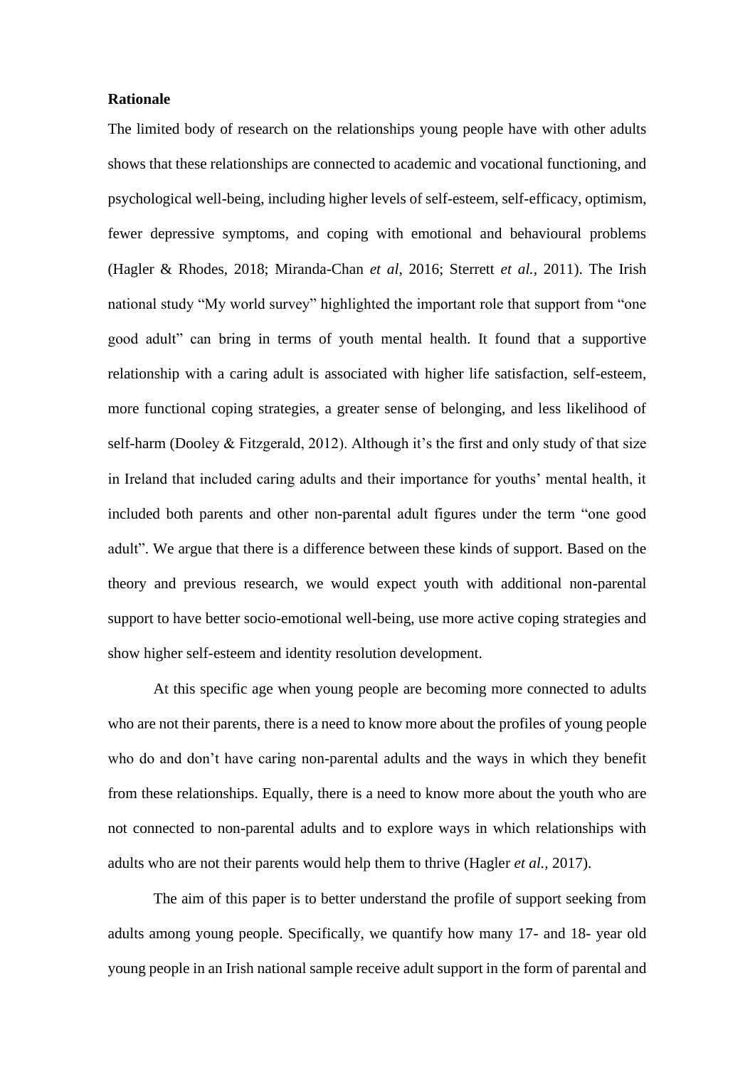**Rationale**

The limited body of research on the relationships young people have with other adults shows that these relationships are connected to academic and vocational functioning, and psychological well-being, including higher levels of self-esteem, self-efficacy, optimism, fewer depressive symptoms, and coping with emotional and behavioural problems (Hagler & Rhodes, 2018; Miranda-Chan *et al,* 2016; Sterrett *et al.,* 2011). The Irish national study "My world survey" highlighted the important role that support from "one good adult" can bring in terms of youth mental health. It found that a supportive relationship with a caring adult is associated with higher life satisfaction, self-esteem, more functional coping strategies, a greater sense of belonging, and less likelihood of self-harm (Dooley & Fitzgerald, 2012). Although it's the first and only study of that size in Ireland that included caring adults and their importance for youths' mental health, it included both parents and other non-parental adult figures under the term "one good adult". We argue that there is a difference between these kinds of support. Based on the theory and previous research, we would expect youth with additional non-parental support to have better socio-emotional well-being, use more active coping strategies and show higher self-esteem and identity resolution development.

At this specific age when young people are becoming more connected to adults who are not their parents, there is a need to know more about the profiles of young people who do and don't have caring non-parental adults and the ways in which they benefit from these relationships. Equally, there is a need to know more about the youth who are not connected to non-parental adults and to explore ways in which relationships with adults who are not their parents would help them to thrive (Hagler *et al.*, 2017).

The aim of this paper is to better understand the profile of support seeking from adults among young people. Specifically, we quantify how many 17- and 18- year old young people in an Irish national sample receive adult support in the form of parental and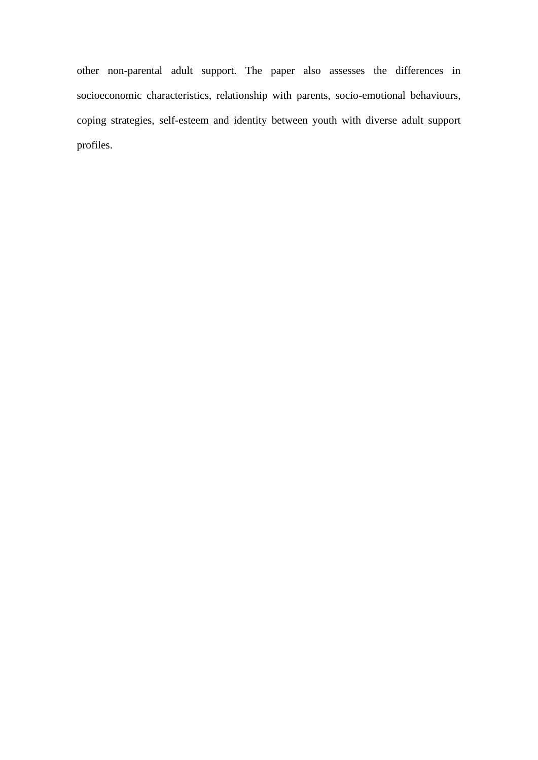other non-parental adult support. The paper also assesses the differences in socioeconomic characteristics, relationship with parents, socio-emotional behaviours, coping strategies, self-esteem and identity between youth with diverse adult support profiles.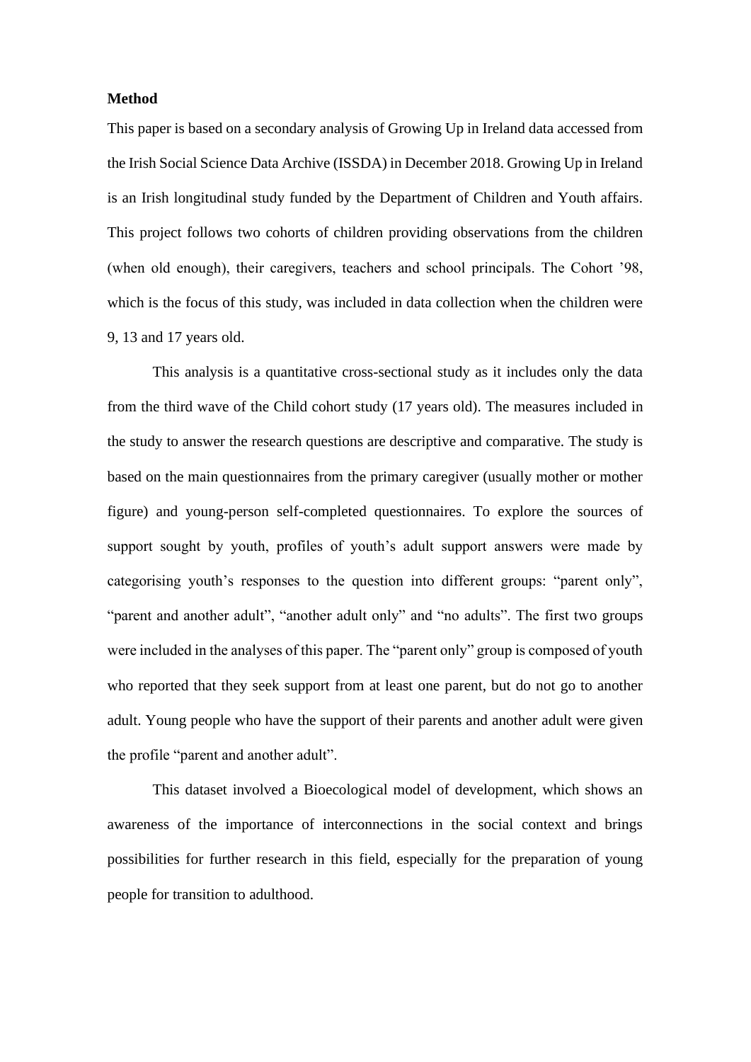**Method**

This paper is based on a secondary analysis of Growing Up in Ireland data accessed from the Irish Social Science Data Archive (ISSDA) in December 2018. Growing Up in Ireland is an Irish longitudinal study funded by the Department of Children and Youth affairs. This project follows two cohorts of children providing observations from the children (when old enough), their caregivers, teachers and school principals. The Cohort '98, which is the focus of this study, was included in data collection when the children were 9, 13 and 17 years old.

This analysis is a quantitative cross-sectional study as it includes only the data from the third wave of the Child cohort study (17 years old). The measures included in the study to answer the research questions are descriptive and comparative. The study is based on the main questionnaires from the primary caregiver (usually mother or mother figure) and young-person self-completed questionnaires. To explore the sources of support sought by youth, profiles of youth's adult support answers were made by categorising youth's responses to the question into different groups: "parent only", "parent and another adult", "another adult only" and "no adults". The first two groups were included in the analyses of this paper. The "parent only" group is composed of youth who reported that they seek support from at least one parent, but do not go to another adult. Young people who have the support of their parents and another adult were given the profile "parent and another adult".

This dataset involved a Bioecological model of development, which shows an awareness of the importance of interconnections in the social context and brings possibilities for further research in this field, especially for the preparation of young people for transition to adulthood.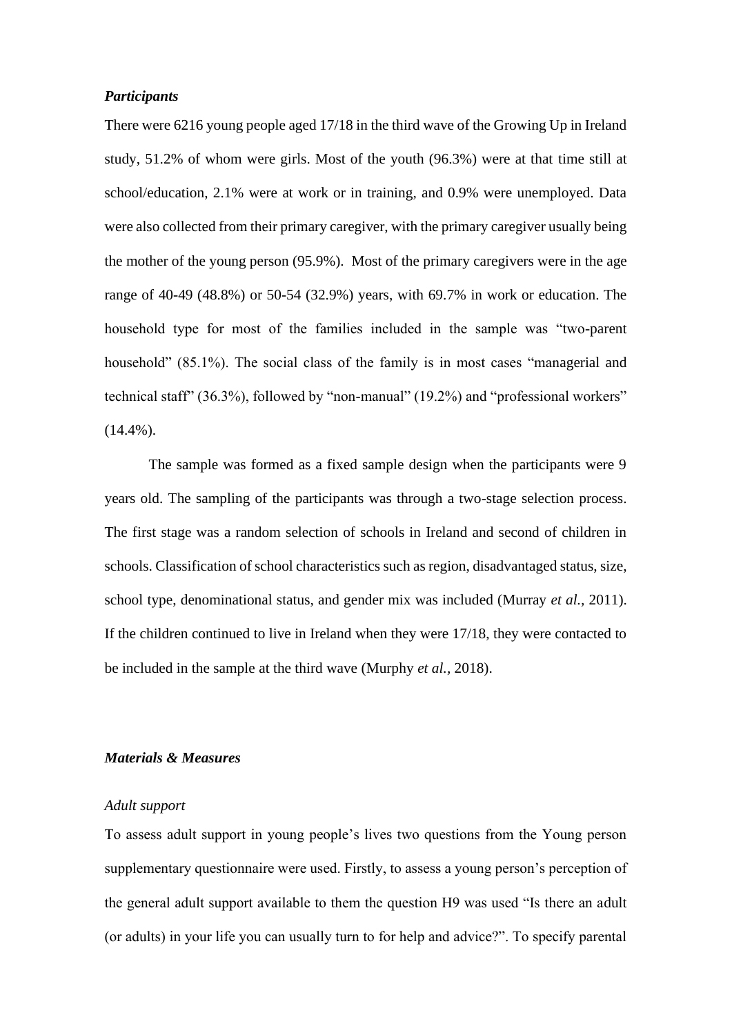***Participants***

There were 6216 young people aged 17/18 in the third wave of the Growing Up in Ireland study, 51.2% of whom were girls. Most of the youth (96.3%) were at that time still at school/education, 2.1% were at work or in training, and 0.9% were unemployed. Data were also collected from their primary caregiver, with the primary caregiver usually being the mother of the young person (95.9%). Most of the primary caregivers were in the age range of 40-49 (48.8%) or 50-54 (32.9%) years, with 69.7% in work or education. The household type for most of the families included in the sample was "two-parent household" (85.1%). The social class of the family is in most cases "managerial and technical staff" (36.3%), followed by "non-manual" (19.2%) and "professional workers" (14.4%).

The sample was formed as a fixed sample design when the participants were 9 years old. The sampling of the participants was through a two-stage selection process. The first stage was a random selection of schools in Ireland and second of children in schools. Classification of school characteristics such as region, disadvantaged status, size, school type, denominational status, and gender mix was included (Murray *et al.*, 2011). If the children continued to live in Ireland when they were 17/18, they were contacted to be included in the sample at the third wave (Murphy *et al.*, 2018).

***Materials & Measures***

*Adult support*

To assess adult support in young people's lives two questions from the Young person supplementary questionnaire were used. Firstly, to assess a young person's perception of the general adult support available to them the question H9 was used "Is there an adult (or adults) in your life you can usually turn to for help and advice?". To specify parental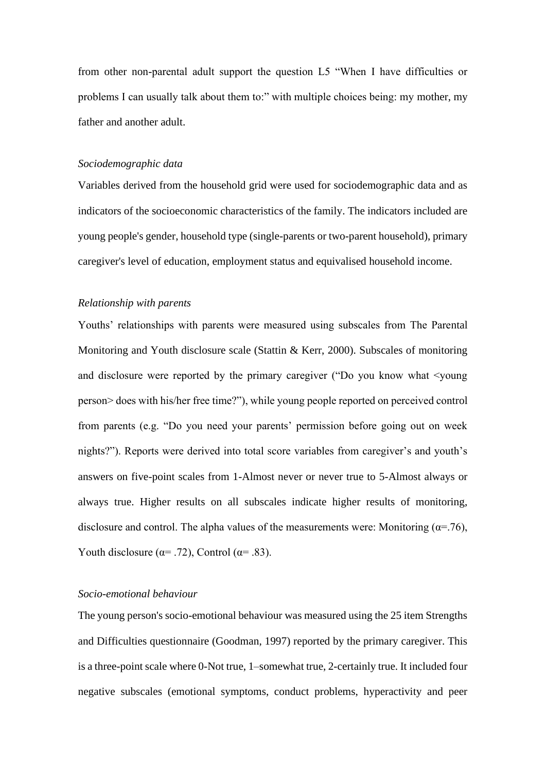from other non-parental adult support the question L5 "When I have difficulties or problems I can usually talk about them to:" with multiple choices being: my mother, my father and another adult.

*Sociodemographic data*

Variables derived from the household grid were used for sociodemographic data and as indicators of the socioeconomic characteristics of the family. The indicators included are young people's gender, household type (single-parents or two-parent household), primary caregiver's level of education, employment status and equivalised household income.

*Relationship with parents*

Youths' relationships with parents were measured using subscales from The Parental Monitoring and Youth disclosure scale (Stattin & Kerr, 2000). Subscales of monitoring and disclosure were reported by the primary caregiver ("Do you know what <young person> does with his/her free time?"), while young people reported on perceived control from parents (e.g. "Do you need your parents' permission before going out on week nights?"). Reports were derived into total score variables from caregiver's and youth's answers on five-point scales from 1-Almost never or never true to 5-Almost always or always true. Higher results on all subscales indicate higher results of monitoring, disclosure and control. The alpha values of the measurements were: Monitoring ($\alpha$=.76), Youth disclosure ($\alpha$= .72), Control ($\alpha$= .83).

*Socio-emotional behaviour*

The young person's socio-emotional behaviour was measured using the 25 item Strengths and Difficulties questionnaire (Goodman, 1997) reported by the primary caregiver. This is a three-point scale where 0-Not true, 1–somewhat true, 2-certainly true. It included four negative subscales (emotional symptoms, conduct problems, hyperactivity and peer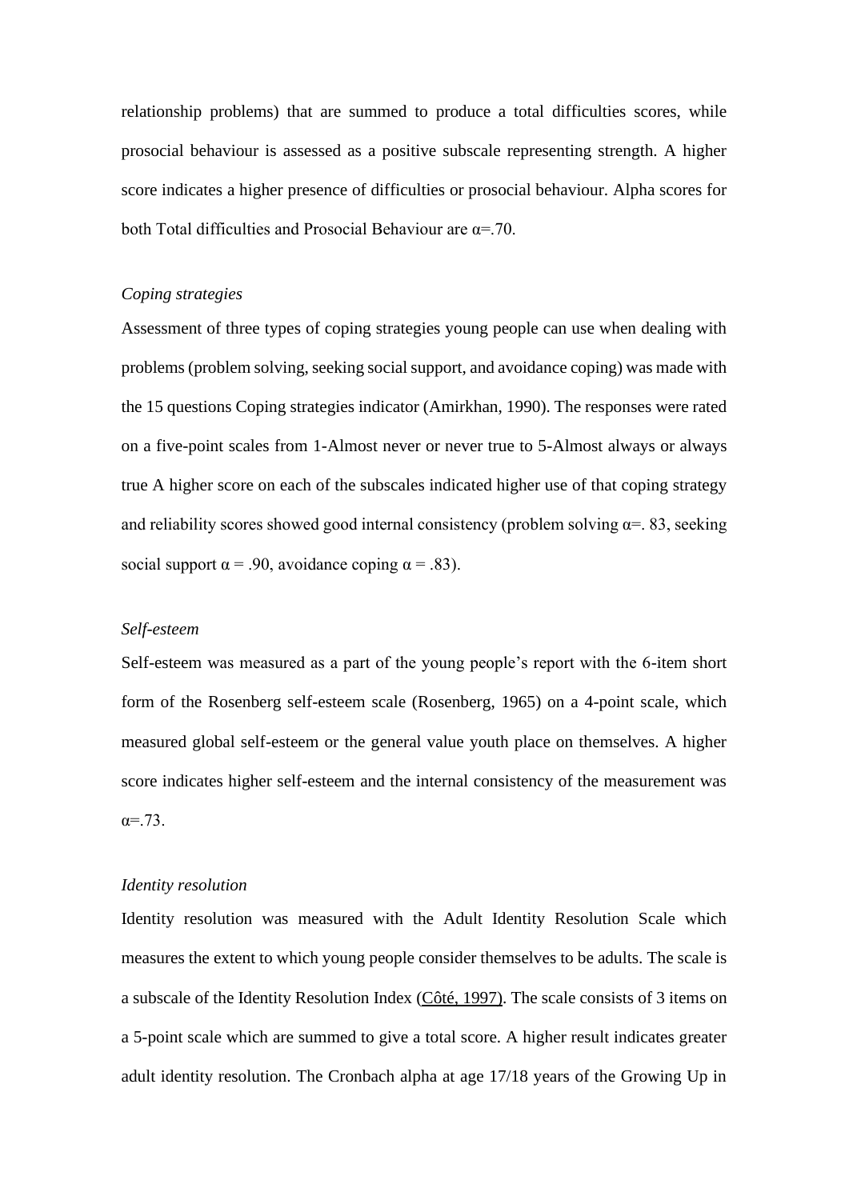relationship problems) that are summed to produce a total difficulties scores, while prosocial behaviour is assessed as a positive subscale representing strength. A higher score indicates a higher presence of difficulties or prosocial behaviour. Alpha scores for both Total difficulties and Prosocial Behaviour are $\alpha$=.70.

*Coping strategies*

Assessment of three types of coping strategies young people can use when dealing with problems (problem solving, seeking social support, and avoidance coping) was made with the 15 questions Coping strategies indicator (Amirkhan, 1990). The responses were rated on a five-point scales from 1-Almost never or never true to 5-Almost always or always true A higher score on each of the subscales indicated higher use of that coping strategy and reliability scores showed good internal consistency (problem solving $\alpha$=. 83, seeking social support $\alpha$ = .90, avoidance coping $\alpha$ = .83).

*Self-esteem*

Self-esteem was measured as a part of the young people's report with the 6-item short form of the Rosenberg self-esteem scale (Rosenberg, 1965) on a 4-point scale, which measured global self-esteem or the general value youth place on themselves. A higher score indicates higher self-esteem and the internal consistency of the measurement was $\alpha$=.73.

*Identity resolution*

Identity resolution was measured with the Adult Identity Resolution Scale which measures the extent to which young people consider themselves to be adults. The scale is a subscale of the Identity Resolution Index (Côté, 1997). The scale consists of 3 items on a 5-point scale which are summed to give a total score. A higher result indicates greater adult identity resolution. The Cronbach alpha at age 17/18 years of the Growing Up in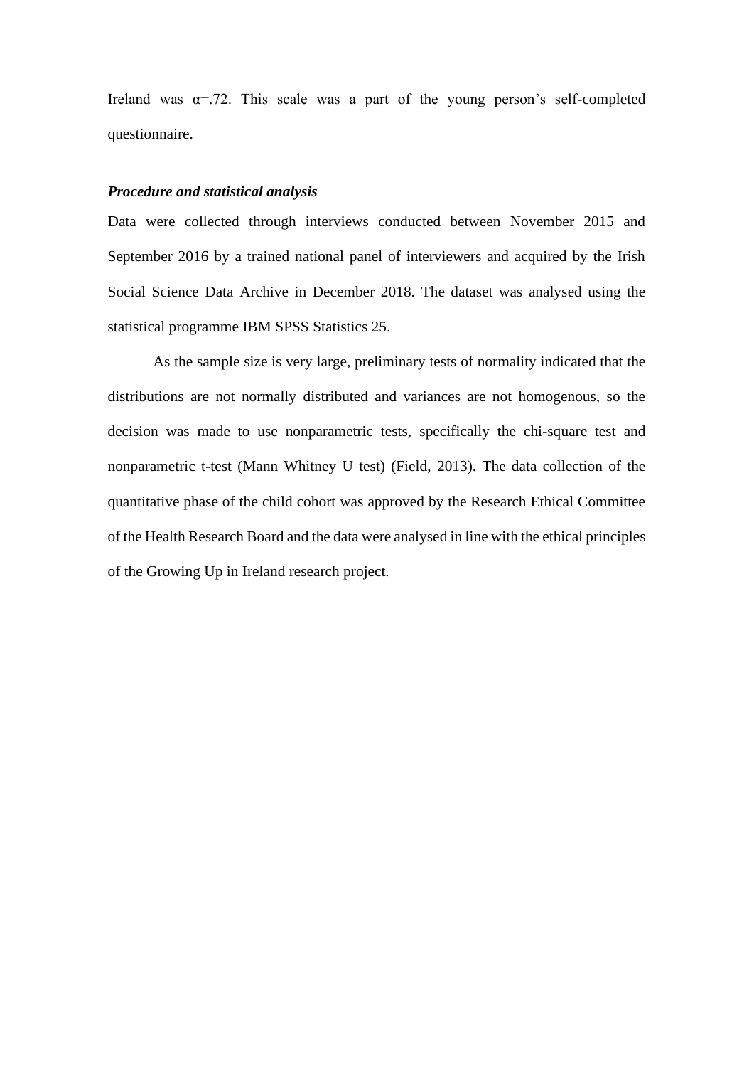Ireland was α=.72. This scale was a part of the young person's self-completed questionnaire.

***Procedure and statistical analysis***

Data were collected through interviews conducted between November 2015 and September 2016 by a trained national panel of interviewers and acquired by the Irish Social Science Data Archive in December 2018. The dataset was analysed using the statistical programme IBM SPSS Statistics 25.

As the sample size is very large, preliminary tests of normality indicated that the distributions are not normally distributed and variances are not homogenous, so the decision was made to use nonparametric tests, specifically the chi-square test and nonparametric t-test (Mann Whitney U test) (Field, 2013). The data collection of the quantitative phase of the child cohort was approved by the Research Ethical Committee of the Health Research Board and the data were analysed in line with the ethical principles of the Growing Up in Ireland research project.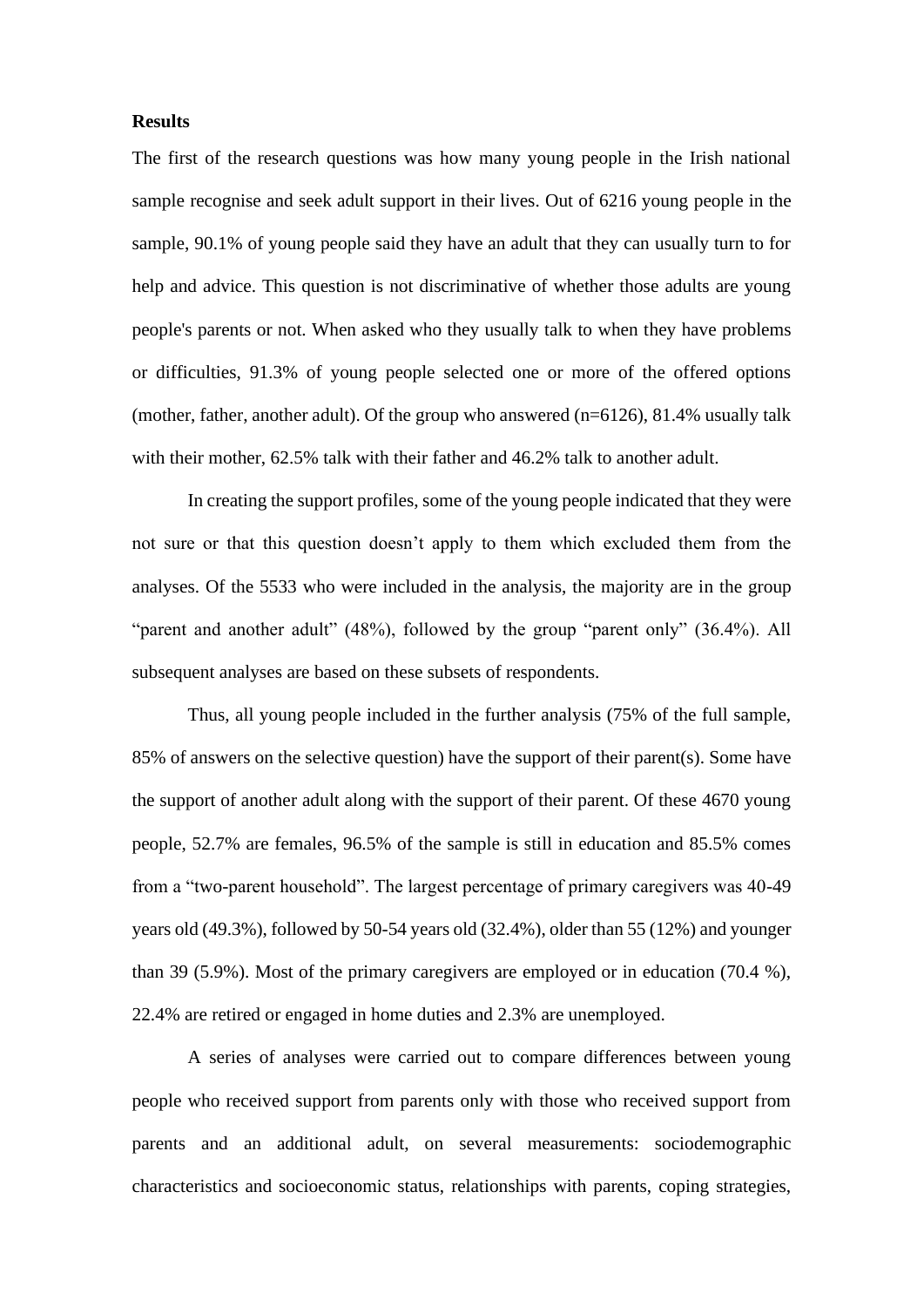**Results**

The first of the research questions was how many young people in the Irish national sample recognise and seek adult support in their lives. Out of 6216 young people in the sample, 90.1% of young people said they have an adult that they can usually turn to for help and advice. This question is not discriminative of whether those adults are young people's parents or not. When asked who they usually talk to when they have problems or difficulties, 91.3% of young people selected one or more of the offered options (mother, father, another adult). Of the group who answered (n=6126), 81.4% usually talk with their mother, 62.5% talk with their father and 46.2% talk to another adult.

In creating the support profiles, some of the young people indicated that they were not sure or that this question doesn't apply to them which excluded them from the analyses. Of the 5533 who were included in the analysis, the majority are in the group "parent and another adult" (48%), followed by the group "parent only" (36.4%). All subsequent analyses are based on these subsets of respondents.

Thus, all young people included in the further analysis (75% of the full sample, 85% of answers on the selective question) have the support of their parent(s). Some have the support of another adult along with the support of their parent. Of these 4670 young people, 52.7% are females, 96.5% of the sample is still in education and 85.5% comes from a "two-parent household". The largest percentage of primary caregivers was 40-49 years old (49.3%), followed by 50-54 years old (32.4%), older than 55 (12%) and younger than 39 (5.9%). Most of the primary caregivers are employed or in education (70.4 %), 22.4% are retired or engaged in home duties and 2.3% are unemployed.

A series of analyses were carried out to compare differences between young people who received support from parents only with those who received support from parents and an additional adult, on several measurements: sociodemographic characteristics and socioeconomic status, relationships with parents, coping strategies,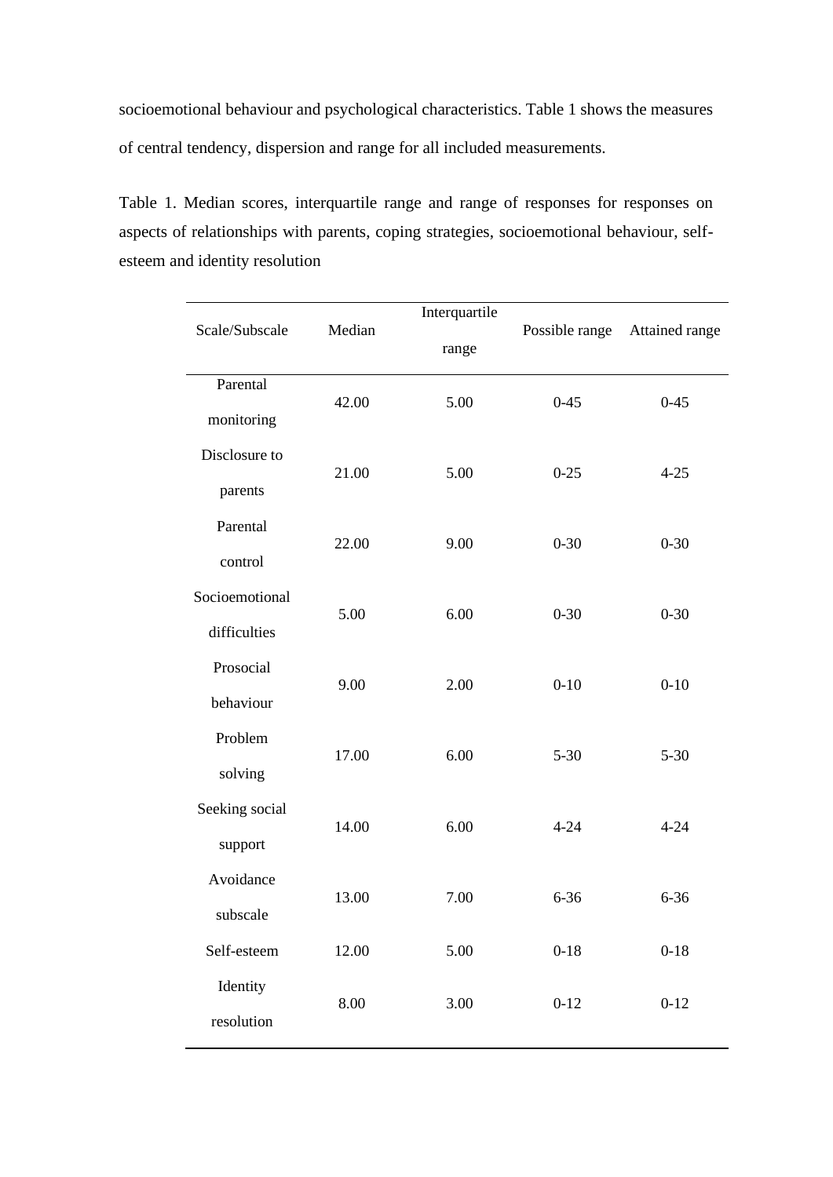socioemotional behaviour and psychological characteristics. Table 1 shows the measures of central tendency, dispersion and range for all included measurements.

Table 1. Median scores, interquartile range and range of responses for responses on aspects of relationships with parents, coping strategies, socioemotional behaviour, self-esteem and identity resolution

| Scale/Subscale | Median | Interquartile range | Possible range | Attained range |
|---|---|---|---|---|
| Parental monitoring | 42.00 | 5.00 | 0-45 | 0-45 |
| Disclosure to parents | 21.00 | 5.00 | 0-25 | 4-25 |
| Parental control | 22.00 | 9.00 | 0-30 | 0-30 |
| Socioemotional difficulties | 5.00 | 6.00 | 0-30 | 0-30 |
| Prosocial behaviour | 9.00 | 2.00 | 0-10 | 0-10 |
| Problem solving | 17.00 | 6.00 | 5-30 | 5-30 |
| Seeking social support | 14.00 | 6.00 | 4-24 | 4-24 |
| Avoidance subscale | 13.00 | 7.00 | 6-36 | 6-36 |
| Self-esteem | 12.00 | 5.00 | 0-18 | 0-18 |
| Identity resolution | 8.00 | 3.00 | 0-12 | 0-12 |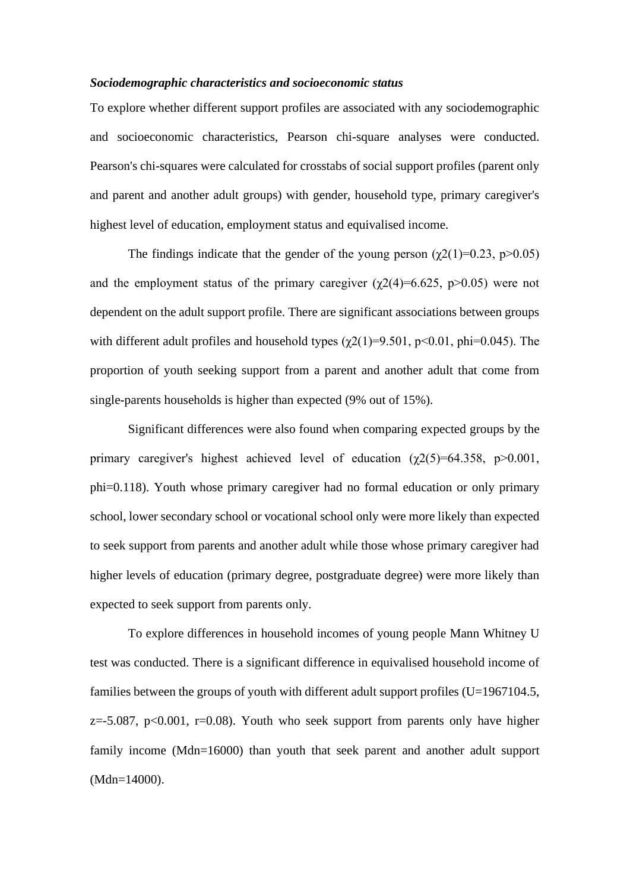***Sociodemographic characteristics and socioeconomic status***

To explore whether different support profiles are associated with any sociodemographic and socioeconomic characteristics, Pearson chi-square analyses were conducted. Pearson's chi-squares were calculated for crosstabs of social support profiles (parent only and parent and another adult groups) with gender, household type, primary caregiver's highest level of education, employment status and equivalised income.

The findings indicate that the gender of the young person ($\chi2(1)=0.23$, $p>0.05$) and the employment status of the primary caregiver ($\chi2(4)=6.625$, $p>0.05$) were not dependent on the adult support profile. There are significant associations between groups with different adult profiles and household types ($\chi2(1)=9.501$, $p<0.01$, phi=0.045). The proportion of youth seeking support from a parent and another adult that come from single-parents households is higher than expected (9% out of 15%).

Significant differences were also found when comparing expected groups by the primary caregiver's highest achieved level of education ($\chi2(5)=64.358$, $p>0.001$, phi=0.118). Youth whose primary caregiver had no formal education or only primary school, lower secondary school or vocational school only were more likely than expected to seek support from parents and another adult while those whose primary caregiver had higher levels of education (primary degree, postgraduate degree) were more likely than expected to seek support from parents only.

To explore differences in household incomes of young people Mann Whitney U test was conducted. There is a significant difference in equivalised household income of families between the groups of youth with different adult support profiles ($U=1967104.5$, $z=-5.087$, $p<0.001$, $r=0.08$). Youth who seek support from parents only have higher family income (Mdn=16000) than youth that seek parent and another adult support (Mdn=14000).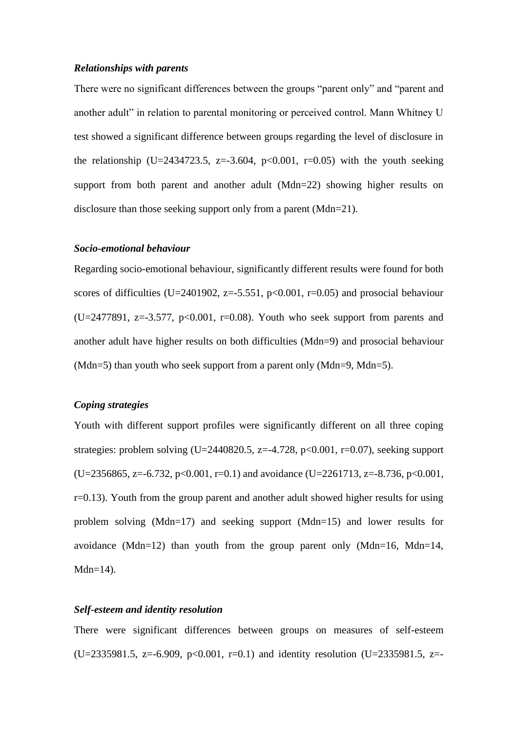***Relationships with parents***

There were no significant differences between the groups "parent only" and "parent and another adult" in relation to parental monitoring or perceived control. Mann Whitney U test showed a significant difference between groups regarding the level of disclosure in the relationship ($U=2434723.5$, $z=-3.604$, $p<0.001$, $r=0.05$) with the youth seeking support from both parent and another adult ($Mdn=22$) showing higher results on disclosure than those seeking support only from a parent ($Mdn=21$).

***Socio-emotional behaviour***

Regarding socio-emotional behaviour, significantly different results were found for both scores of difficulties ($U=2401902$, $z=-5.551$, $p<0.001$, $r=0.05$) and prosocial behaviour ($U=2477891$, $z=-3.577$, $p<0.001$, $r=0.08$). Youth who seek support from parents and another adult have higher results on both difficulties ($Mdn=9$) and prosocial behaviour ($Mdn=5$) than youth who seek support from a parent only ($Mdn=9$, $Mdn=5$).

***Coping strategies***

Youth with different support profiles were significantly different on all three coping strategies: problem solving ($U=2440820.5$, $z=-4.728$, $p<0.001$, $r=0.07$), seeking support ($U=2356865$, $z=-6.732$, $p<0.001$, $r=0.1$) and avoidance ($U=2261713$, $z=-8.736$, $p<0.001$, $r=0.13$). Youth from the group parent and another adult showed higher results for using problem solving ($Mdn=17$) and seeking support ($Mdn=15$) and lower results for avoidance ($Mdn=12$) than youth from the group parent only ($Mdn=16$, $Mdn=14$, $Mdn=14$).

***Self-esteem and identity resolution***

There were significant differences between groups on measures of self-esteem ($U=2335981.5$, $z=-6.909$, $p<0.001$, $r=0.1$) and identity resolution ($U=2335981.5$, $z=-$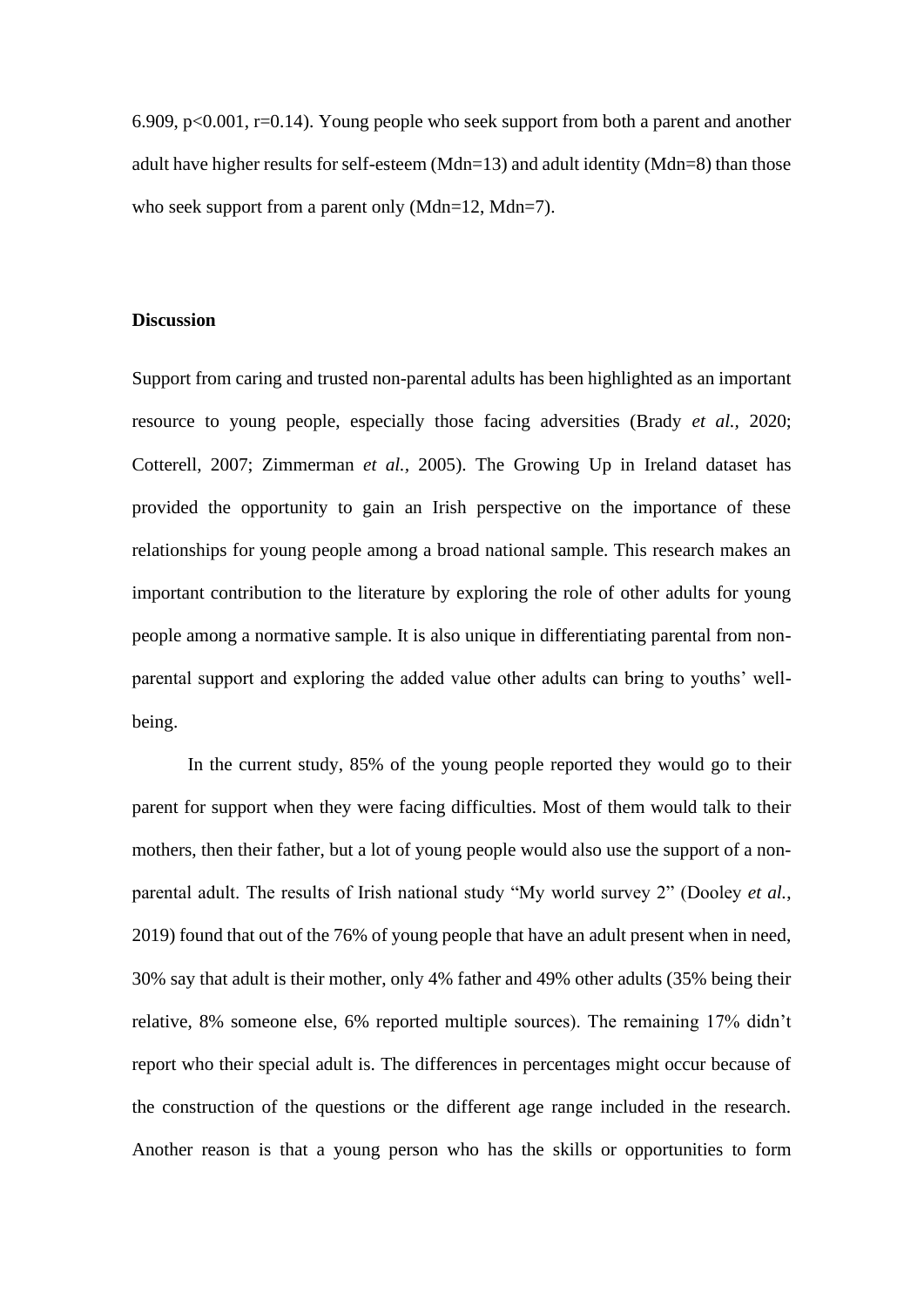6.909, $p<0.001$, $r=0.14$). Young people who seek support from both a parent and another adult have higher results for self-esteem (Mdn=13) and adult identity (Mdn=8) than those who seek support from a parent only (Mdn=12, Mdn=7).

**Discussion**

Support from caring and trusted non-parental adults has been highlighted as an important resource to young people, especially those facing adversities (Brady *et al.*, 2020; Cotterell, 2007; Zimmerman *et al.*, 2005). The Growing Up in Ireland dataset has provided the opportunity to gain an Irish perspective on the importance of these relationships for young people among a broad national sample. This research makes an important contribution to the literature by exploring the role of other adults for young people among a normative sample. It is also unique in differentiating parental from non-parental support and exploring the added value other adults can bring to youths' well-being.

In the current study, 85% of the young people reported they would go to their parent for support when they were facing difficulties. Most of them would talk to their mothers, then their father, but a lot of young people would also use the support of a non-parental adult. The results of Irish national study "My world survey 2" (Dooley *et al.*, 2019) found that out of the 76% of young people that have an adult present when in need, 30% say that adult is their mother, only 4% father and 49% other adults (35% being their relative, 8% someone else, 6% reported multiple sources). The remaining 17% didn't report who their special adult is. The differences in percentages might occur because of the construction of the questions or the different age range included in the research. Another reason is that a young person who has the skills or opportunities to form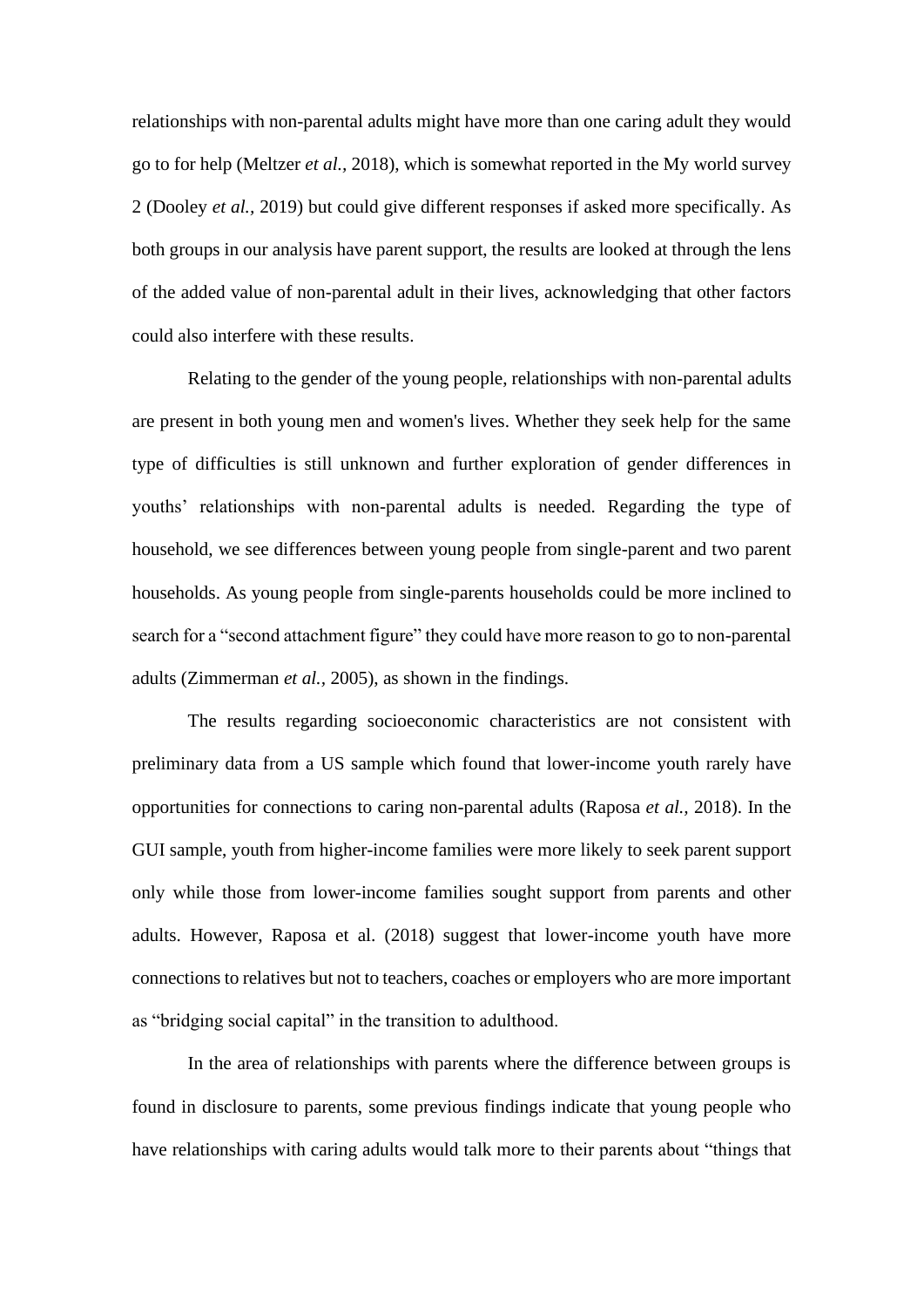relationships with non-parental adults might have more than one caring adult they would go to for help (Meltzer *et al.,* 2018), which is somewhat reported in the My world survey 2 (Dooley *et al.,* 2019) but could give different responses if asked more specifically. As both groups in our analysis have parent support, the results are looked at through the lens of the added value of non-parental adult in their lives, acknowledging that other factors could also interfere with these results.

Relating to the gender of the young people, relationships with non-parental adults are present in both young men and women's lives. Whether they seek help for the same type of difficulties is still unknown and further exploration of gender differences in youths' relationships with non-parental adults is needed. Regarding the type of household, we see differences between young people from single-parent and two parent households. As young people from single-parents households could be more inclined to search for a "second attachment figure" they could have more reason to go to non-parental adults (Zimmerman *et al.,* 2005), as shown in the findings.

The results regarding socioeconomic characteristics are not consistent with preliminary data from a US sample which found that lower-income youth rarely have opportunities for connections to caring non-parental adults (Raposa *et al.,* 2018). In the GUI sample, youth from higher-income families were more likely to seek parent support only while those from lower-income families sought support from parents and other adults. However, Raposa et al. (2018) suggest that lower-income youth have more connections to relatives but not to teachers, coaches or employers who are more important as "bridging social capital" in the transition to adulthood.

In the area of relationships with parents where the difference between groups is found in disclosure to parents, some previous findings indicate that young people who have relationships with caring adults would talk more to their parents about "things that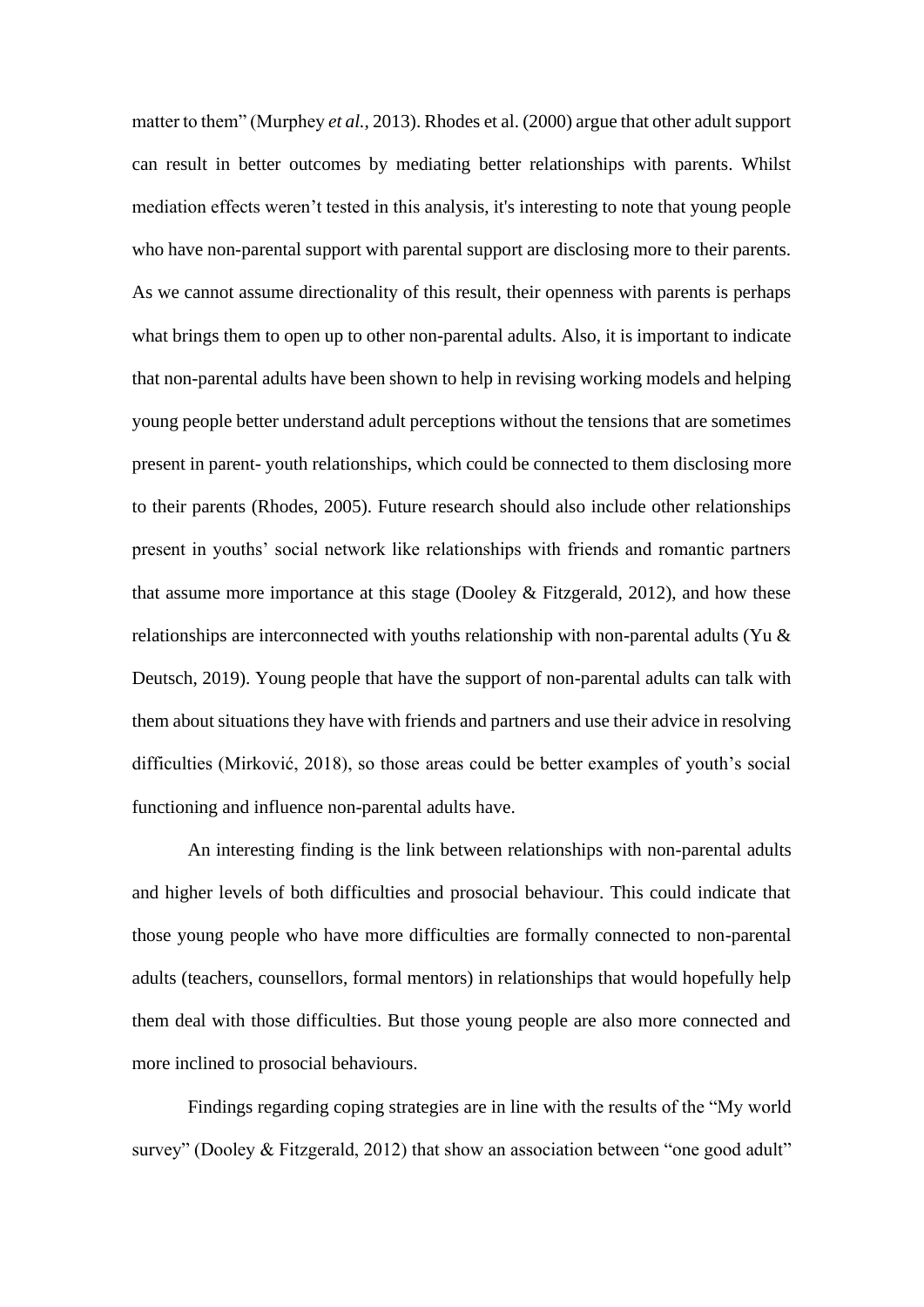matter to them" (Murphey *et al.*, 2013). Rhodes et al. (2000) argue that other adult support can result in better outcomes by mediating better relationships with parents. Whilst mediation effects weren't tested in this analysis, it's interesting to note that young people who have non-parental support with parental support are disclosing more to their parents. As we cannot assume directionality of this result, their openness with parents is perhaps what brings them to open up to other non-parental adults. Also, it is important to indicate that non-parental adults have been shown to help in revising working models and helping young people better understand adult perceptions without the tensions that are sometimes present in parent- youth relationships, which could be connected to them disclosing more to their parents (Rhodes, 2005). Future research should also include other relationships present in youths' social network like relationships with friends and romantic partners that assume more importance at this stage (Dooley & Fitzgerald, 2012), and how these relationships are interconnected with youths relationship with non-parental adults (Yu & Deutsch, 2019). Young people that have the support of non-parental adults can talk with them about situations they have with friends and partners and use their advice in resolving difficulties (Mirković, 2018), so those areas could be better examples of youth's social functioning and influence non-parental adults have.

An interesting finding is the link between relationships with non-parental adults and higher levels of both difficulties and prosocial behaviour. This could indicate that those young people who have more difficulties are formally connected to non-parental adults (teachers, counsellors, formal mentors) in relationships that would hopefully help them deal with those difficulties. But those young people are also more connected and more inclined to prosocial behaviours.

Findings regarding coping strategies are in line with the results of the "My world survey" (Dooley & Fitzgerald, 2012) that show an association between "one good adult"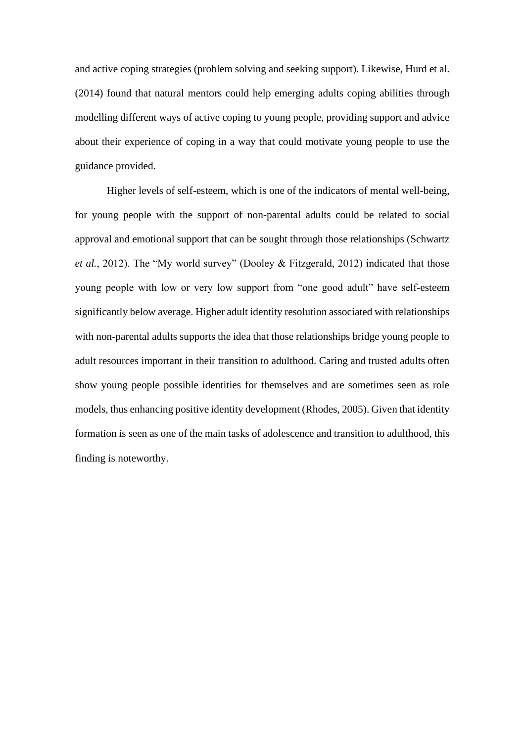and active coping strategies (problem solving and seeking support). Likewise, Hurd et al. (2014) found that natural mentors could help emerging adults coping abilities through modelling different ways of active coping to young people, providing support and advice about their experience of coping in a way that could motivate young people to use the guidance provided.

Higher levels of self-esteem, which is one of the indicators of mental well-being, for young people with the support of non-parental adults could be related to social approval and emotional support that can be sought through those relationships (Schwartz *et al.*, 2012). The "My world survey" (Dooley & Fitzgerald, 2012) indicated that those young people with low or very low support from "one good adult" have self-esteem significantly below average. Higher adult identity resolution associated with relationships with non-parental adults supports the idea that those relationships bridge young people to adult resources important in their transition to adulthood. Caring and trusted adults often show young people possible identities for themselves and are sometimes seen as role models, thus enhancing positive identity development (Rhodes, 2005). Given that identity formation is seen as one of the main tasks of adolescence and transition to adulthood, this finding is noteworthy.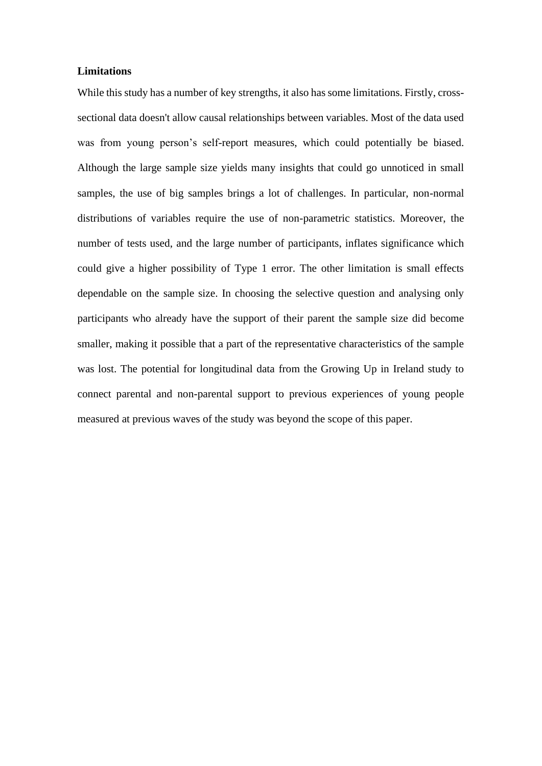**Limitations**

While this study has a number of key strengths, it also has some limitations. Firstly, cross-sectional data doesn't allow causal relationships between variables. Most of the data used was from young person's self-report measures, which could potentially be biased. Although the large sample size yields many insights that could go unnoticed in small samples, the use of big samples brings a lot of challenges. In particular, non-normal distributions of variables require the use of non-parametric statistics. Moreover, the number of tests used, and the large number of participants, inflates significance which could give a higher possibility of Type 1 error. The other limitation is small effects dependable on the sample size. In choosing the selective question and analysing only participants who already have the support of their parent the sample size did become smaller, making it possible that a part of the representative characteristics of the sample was lost. The potential for longitudinal data from the Growing Up in Ireland study to connect parental and non-parental support to previous experiences of young people measured at previous waves of the study was beyond the scope of this paper.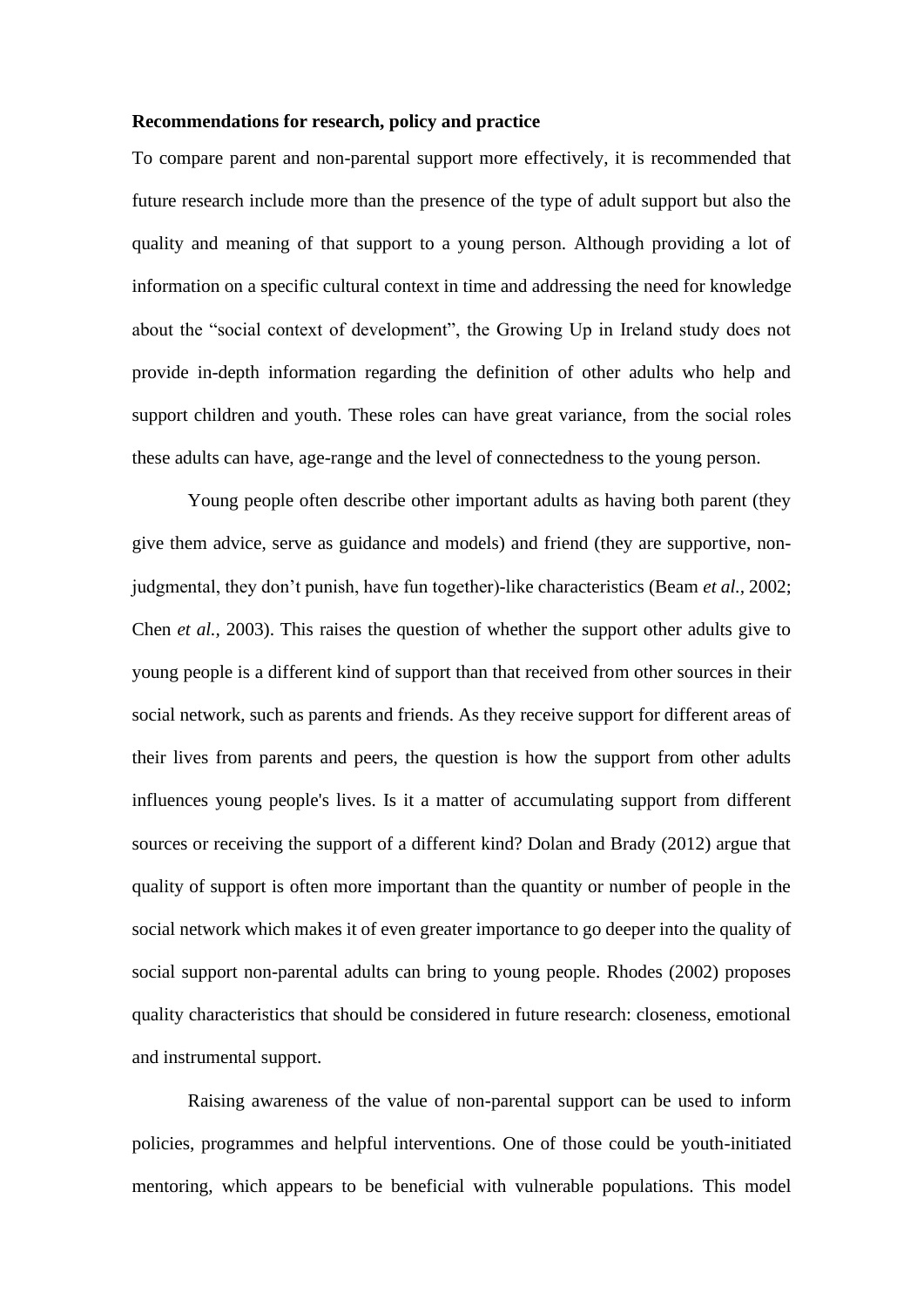**Recommendations for research, policy and practice**

To compare parent and non-parental support more effectively, it is recommended that future research include more than the presence of the type of adult support but also the quality and meaning of that support to a young person. Although providing a lot of information on a specific cultural context in time and addressing the need for knowledge about the "social context of development", the Growing Up in Ireland study does not provide in-depth information regarding the definition of other adults who help and support children and youth. These roles can have great variance, from the social roles these adults can have, age-range and the level of connectedness to the young person.

Young people often describe other important adults as having both parent (they give them advice, serve as guidance and models) and friend (they are supportive, non-judgmental, they don't punish, have fun together)-like characteristics (Beam *et al.*, 2002; Chen *et al.*, 2003). This raises the question of whether the support other adults give to young people is a different kind of support than that received from other sources in their social network, such as parents and friends. As they receive support for different areas of their lives from parents and peers, the question is how the support from other adults influences young people's lives. Is it a matter of accumulating support from different sources or receiving the support of a different kind? Dolan and Brady (2012) argue that quality of support is often more important than the quantity or number of people in the social network which makes it of even greater importance to go deeper into the quality of social support non-parental adults can bring to young people. Rhodes (2002) proposes quality characteristics that should be considered in future research: closeness, emotional and instrumental support.

Raising awareness of the value of non-parental support can be used to inform policies, programmes and helpful interventions. One of those could be youth-initiated mentoring, which appears to be beneficial with vulnerable populations. This model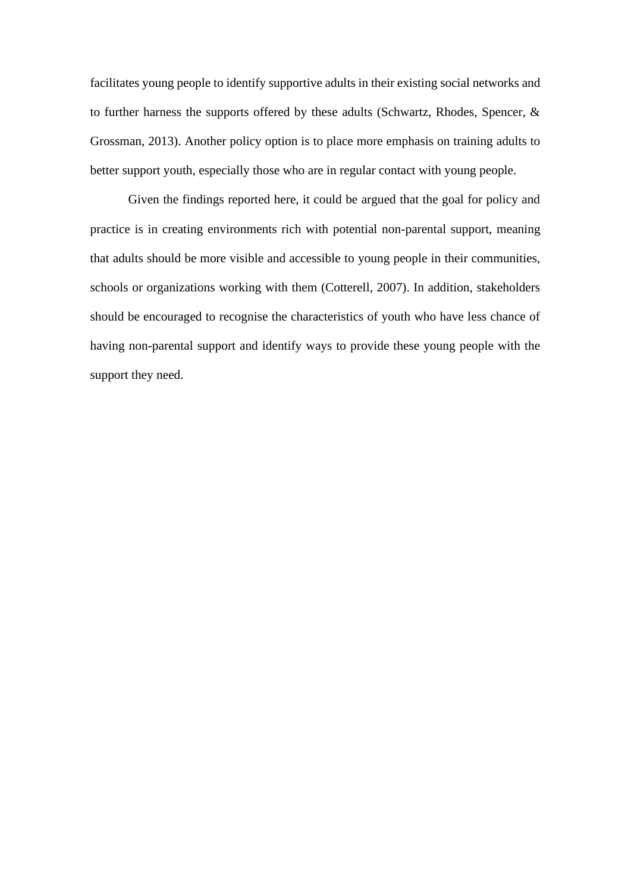facilitates young people to identify supportive adults in their existing social networks and to further harness the supports offered by these adults (Schwartz, Rhodes, Spencer, & Grossman, 2013). Another policy option is to place more emphasis on training adults to better support youth, especially those who are in regular contact with young people.

Given the findings reported here, it could be argued that the goal for policy and practice is in creating environments rich with potential non-parental support, meaning that adults should be more visible and accessible to young people in their communities, schools or organizations working with them (Cotterell, 2007). In addition, stakeholders should be encouraged to recognise the characteristics of youth who have less chance of having non-parental support and identify ways to provide these young people with the support they need.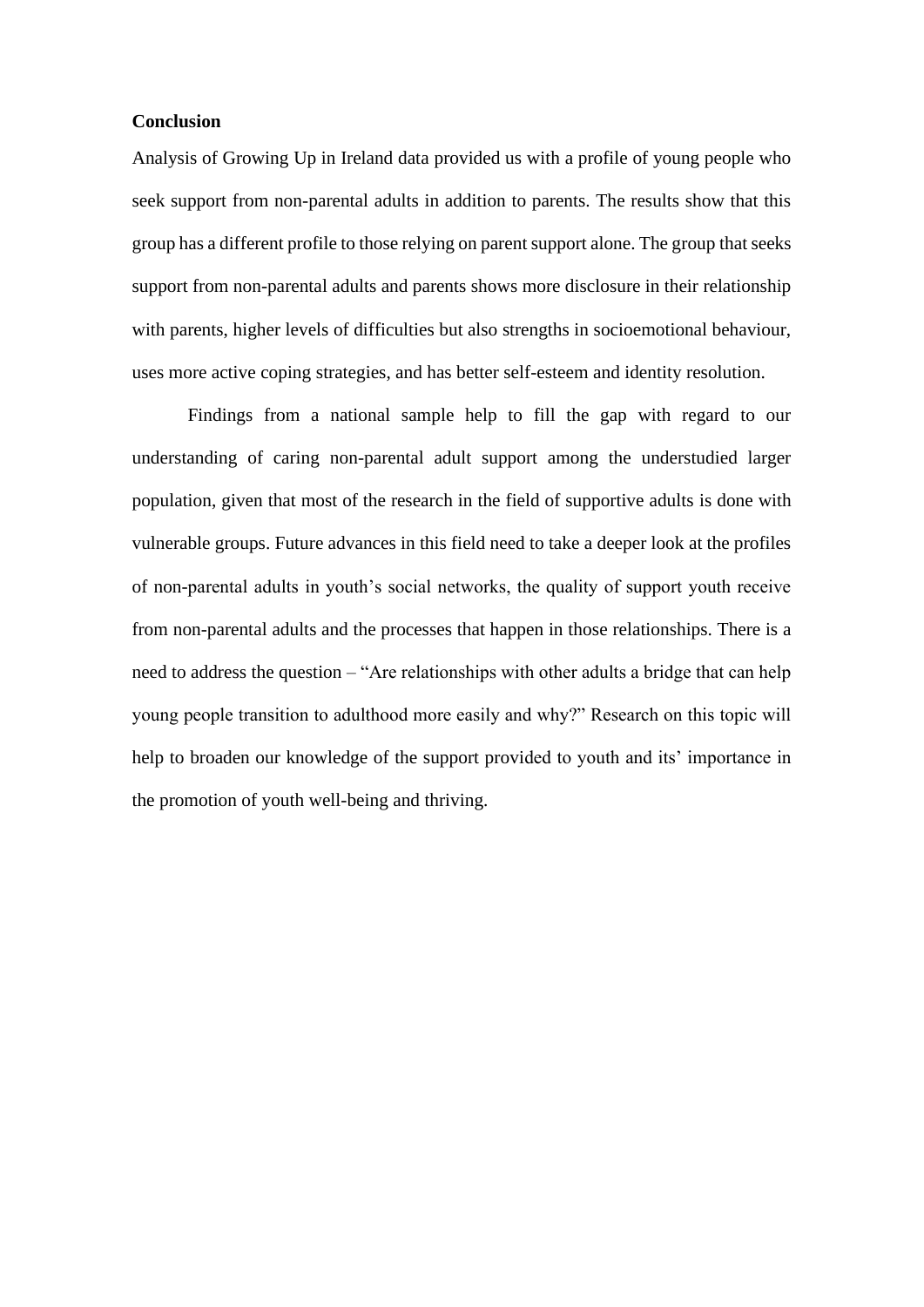**Conclusion**

Analysis of Growing Up in Ireland data provided us with a profile of young people who seek support from non-parental adults in addition to parents. The results show that this group has a different profile to those relying on parent support alone. The group that seeks support from non-parental adults and parents shows more disclosure in their relationship with parents, higher levels of difficulties but also strengths in socioemotional behaviour, uses more active coping strategies, and has better self-esteem and identity resolution.

Findings from a national sample help to fill the gap with regard to our understanding of caring non-parental adult support among the understudied larger population, given that most of the research in the field of supportive adults is done with vulnerable groups. Future advances in this field need to take a deeper look at the profiles of non-parental adults in youth's social networks, the quality of support youth receive from non-parental adults and the processes that happen in those relationships. There is a need to address the question – "Are relationships with other adults a bridge that can help young people transition to adulthood more easily and why?" Research on this topic will help to broaden our knowledge of the support provided to youth and its' importance in the promotion of youth well-being and thriving.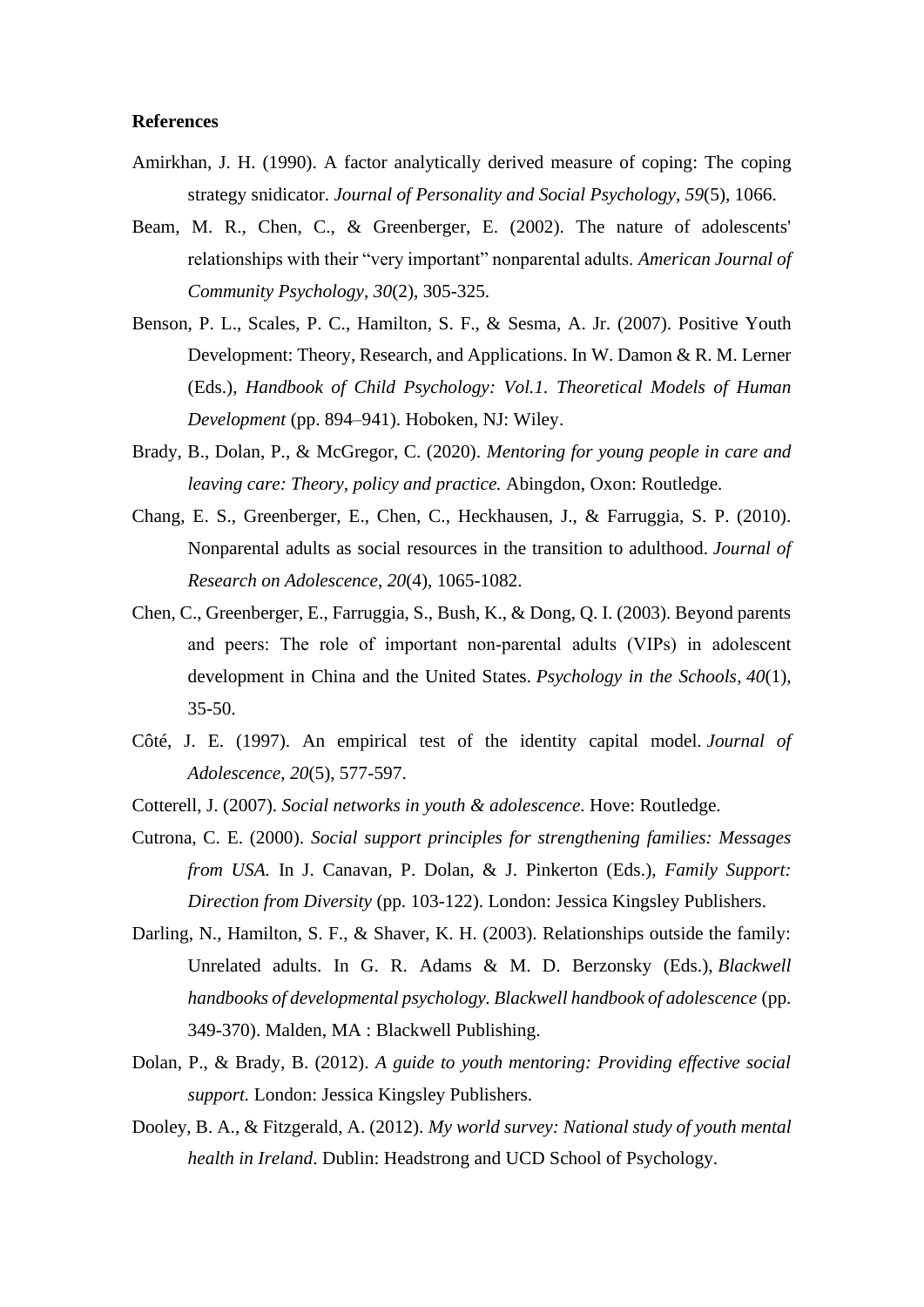**References**

Amirkhan, J. H. (1990). A factor analytically derived measure of coping: The coping strategy snidicator. *Journal of Personality and Social Psychology*, *59*(5), 1066.

Beam, M. R., Chen, C., & Greenberger, E. (2002). The nature of adolescents' relationships with their "very important" nonparental adults. *American Journal of Community Psychology*, *30*(2), 305-325.

Benson, P. L., Scales, P. C., Hamilton, S. F., & Sesma, A. Jr. (2007). Positive Youth Development: Theory, Research, and Applications. In W. Damon & R. M. Lerner (Eds.), *Handbook of Child Psychology: Vol.1. Theoretical Models of Human Development* (pp. 894–941). Hoboken, NJ: Wiley.

Brady, B., Dolan, P., & McGregor, C. (2020). *Mentoring for young people in care and leaving care: Theory, policy and practice.* Abingdon, Oxon: Routledge.

Chang, E. S., Greenberger, E., Chen, C., Heckhausen, J., & Farruggia, S. P. (2010). Nonparental adults as social resources in the transition to adulthood. *Journal of Research on Adolescence*, *20*(4), 1065-1082.

Chen, C., Greenberger, E., Farruggia, S., Bush, K., & Dong, Q. I. (2003). Beyond parents and peers: The role of important non-parental adults (VIPs) in adolescent development in China and the United States. *Psychology in the Schools*, *40*(1), 35-50.

Côté, J. E. (1997). An empirical test of the identity capital model. *Journal of Adolescence*, *20*(5), 577-597.

Cotterell, J. (2007). *Social networks in youth & adolescence*. Hove: Routledge.

Cutrona, C. E. (2000). *Social support principles for strengthening families: Messages from USA.* In J. Canavan, P. Dolan, & J. Pinkerton (Eds.), *Family Support: Direction from Diversity* (pp. 103-122). London: Jessica Kingsley Publishers.

Darling, N., Hamilton, S. F., & Shaver, K. H. (2003). Relationships outside the family: Unrelated adults. In G. R. Adams & M. D. Berzonsky (Eds.), *Blackwell handbooks of developmental psychology. Blackwell handbook of adolescence* (pp. 349-370). Malden, MA : Blackwell Publishing.

Dolan, P., & Brady, B. (2012). *A guide to youth mentoring: Providing effective social support.* London: Jessica Kingsley Publishers.

Dooley, B. A., & Fitzgerald, A. (2012). *My world survey: National study of youth mental health in Ireland*. Dublin: Headstrong and UCD School of Psychology.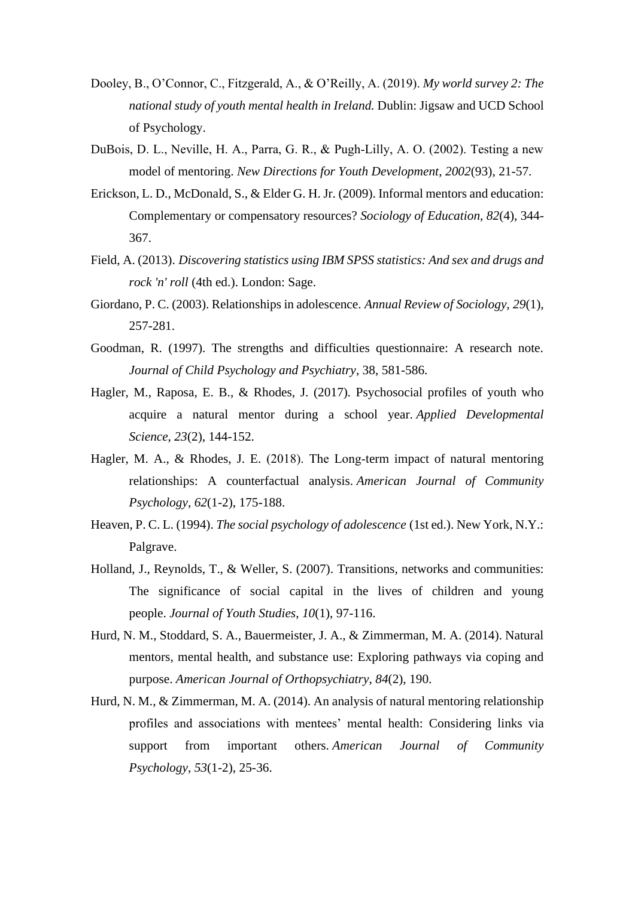Dooley, B., O'Connor, C., Fitzgerald, A., & O'Reilly, A. (2019). *My world survey 2: The national study of youth mental health in Ireland.* Dublin: Jigsaw and UCD School of Psychology.

DuBois, D. L., Neville, H. A., Parra, G. R., & Pugh-Lilly, A. O. (2002). Testing a new model of mentoring. *New Directions for Youth Development*, *2002*(93), 21-57.

Erickson, L. D., McDonald, S., & Elder G. H. Jr. (2009). Informal mentors and education: Complementary or compensatory resources? *Sociology of Education*, *82*(4), 344-367.

Field, A. (2013). *Discovering statistics using IBM SPSS statistics: And sex and drugs and rock 'n' roll* (4th ed.). London: Sage.

Giordano, P. C. (2003). Relationships in adolescence. *Annual Review of Sociology*, *29*(1), 257-281.

Goodman, R. (1997). The strengths and difficulties questionnaire: A research note. *Journal of Child Psychology and Psychiatry*, 38, 581-586.

Hagler, M., Raposa, E. B., & Rhodes, J. (2017). Psychosocial profiles of youth who acquire a natural mentor during a school year. *Applied Developmental Science*, *23*(2), 144-152.

Hagler, M. A., & Rhodes, J. E. (2018). The Long-term impact of natural mentoring relationships: A counterfactual analysis. *American Journal of Community Psychology*, *62*(1-2), 175-188.

Heaven, P. C. L. (1994). *The social psychology of adolescence* (1st ed.). New York, N.Y.: Palgrave.

Holland, J., Reynolds, T., & Weller, S. (2007). Transitions, networks and communities: The significance of social capital in the lives of children and young people. *Journal of Youth Studies*, *10*(1), 97-116.

Hurd, N. M., Stoddard, S. A., Bauermeister, J. A., & Zimmerman, M. A. (2014). Natural mentors, mental health, and substance use: Exploring pathways via coping and purpose. *American Journal of Orthopsychiatry*, *84*(2), 190.

Hurd, N. M., & Zimmerman, M. A. (2014). An analysis of natural mentoring relationship profiles and associations with mentees' mental health: Considering links via support from important others. *American Journal of Community Psychology*, *53*(1-2), 25-36.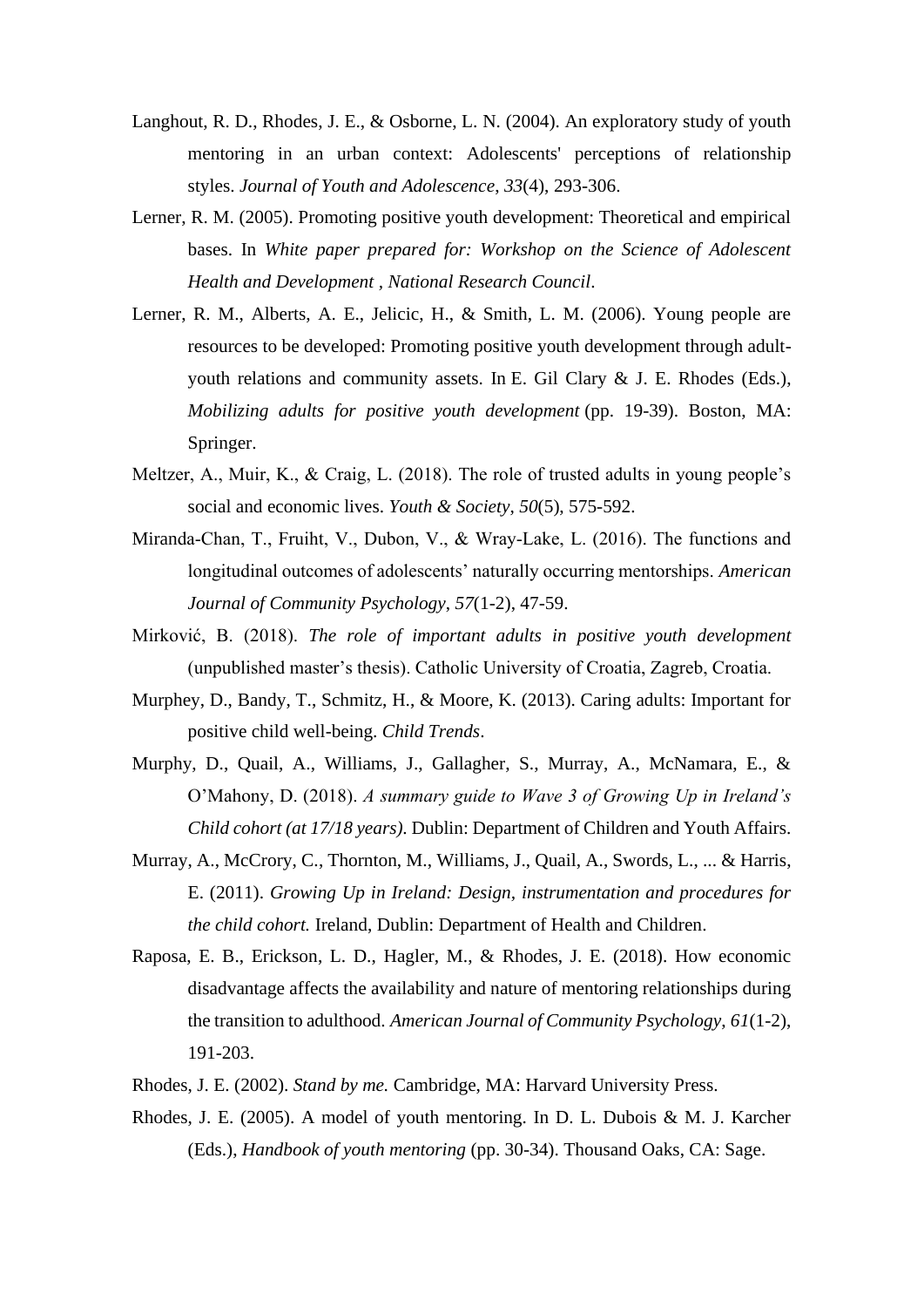Langhout, R. D., Rhodes, J. E., & Osborne, L. N. (2004). An exploratory study of youth mentoring in an urban context: Adolescents' perceptions of relationship styles. *Journal of Youth and Adolescence*, *33*(4), 293-306.

Lerner, R. M. (2005). Promoting positive youth development: Theoretical and empirical bases. In *White paper prepared for: Workshop on the Science of Adolescent Health and Development , National Research Council*.

Lerner, R. M., Alberts, A. E., Jelicic, H., & Smith, L. M. (2006). Young people are resources to be developed: Promoting positive youth development through adult-youth relations and community assets. In E. Gil Clary & J. E. Rhodes (Eds.), *Mobilizing adults for positive youth development* (pp. 19-39). Boston, MA: Springer.

Meltzer, A., Muir, K., & Craig, L. (2018). The role of trusted adults in young people's social and economic lives. *Youth & Society*, *50*(5), 575-592.

Miranda-Chan, T., Fruiht, V., Dubon, V., & Wray-Lake, L. (2016). The functions and longitudinal outcomes of adolescents' naturally occurring mentorships. *American Journal of Community Psychology*, *57*(1-2), 47-59.

Mirković, B. (2018). *The role of important adults in positive youth development* (unpublished master's thesis). Catholic University of Croatia, Zagreb, Croatia.

Murphey, D., Bandy, T., Schmitz, H., & Moore, K. (2013). Caring adults: Important for positive child well-being. *Child Trends*.

Murphy, D., Quail, A., Williams, J., Gallagher, S., Murray, A., McNamara, E., & O'Mahony, D. (2018). *A summary guide to Wave 3 of Growing Up in Ireland's Child cohort (at 17/18 years)*. Dublin: Department of Children and Youth Affairs.

Murray, A., McCrory, C., Thornton, M., Williams, J., Quail, A., Swords, L., ... & Harris, E. (2011). *Growing Up in Ireland: Design, instrumentation and procedures for the child cohort.* Ireland, Dublin: Department of Health and Children.

Raposa, E. B., Erickson, L. D., Hagler, M., & Rhodes, J. E. (2018). How economic disadvantage affects the availability and nature of mentoring relationships during the transition to adulthood. *American Journal of Community Psychology*, *61*(1-2), 191-203.

Rhodes, J. E. (2002). *Stand by me.* Cambridge, MA: Harvard University Press.

Rhodes, J. E. (2005). A model of youth mentoring. In D. L. Dubois & M. J. Karcher (Eds.), *Handbook of youth mentoring* (pp. 30-34). Thousand Oaks, CA: Sage.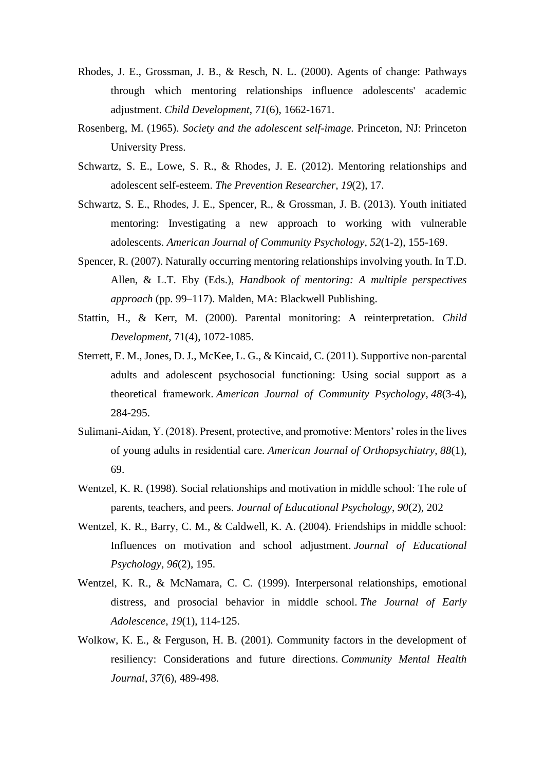Rhodes, J. E., Grossman, J. B., & Resch, N. L. (2000). Agents of change: Pathways through which mentoring relationships influence adolescents' academic adjustment. *Child Development*, *71*(6), 1662-1671.

Rosenberg, M. (1965). *Society and the adolescent self-image.* Princeton, NJ: Princeton University Press.

Schwartz, S. E., Lowe, S. R., & Rhodes, J. E. (2012). Mentoring relationships and adolescent self-esteem. *The Prevention Researcher*, *19*(2), 17.

Schwartz, S. E., Rhodes, J. E., Spencer, R., & Grossman, J. B. (2013). Youth initiated mentoring: Investigating a new approach to working with vulnerable adolescents. *American Journal of Community Psychology*, *52*(1-2), 155-169.

Spencer, R. (2007). Naturally occurring mentoring relationships involving youth. In T.D. Allen, & L.T. Eby (Eds.), *Handbook of mentoring: A multiple perspectives approach* (pp. 99–117). Malden, MA: Blackwell Publishing.

Stattin, H., & Kerr, M. (2000). Parental monitoring: A reinterpretation. *Child Development*, 71(4), 1072-1085.

Sterrett, E. M., Jones, D. J., McKee, L. G., & Kincaid, C. (2011). Supportive non-parental adults and adolescent psychosocial functioning: Using social support as a theoretical framework. *American Journal of Community Psychology*, *48*(3-4), 284-295.

Sulimani-Aidan, Y. (2018). Present, protective, and promotive: Mentors' roles in the lives of young adults in residential care. *American Journal of Orthopsychiatry*, *88*(1), 69.

Wentzel, K. R. (1998). Social relationships and motivation in middle school: The role of parents, teachers, and peers. *Journal of Educational Psychology*, *90*(2), 202

Wentzel, K. R., Barry, C. M., & Caldwell, K. A. (2004). Friendships in middle school: Influences on motivation and school adjustment. *Journal of Educational Psychology*, *96*(2), 195.

Wentzel, K. R., & McNamara, C. C. (1999). Interpersonal relationships, emotional distress, and prosocial behavior in middle school. *The Journal of Early Adolescence*, *19*(1), 114-125.

Wolkow, K. E., & Ferguson, H. B. (2001). Community factors in the development of resiliency: Considerations and future directions. *Community Mental Health Journal*, *37*(6), 489-498.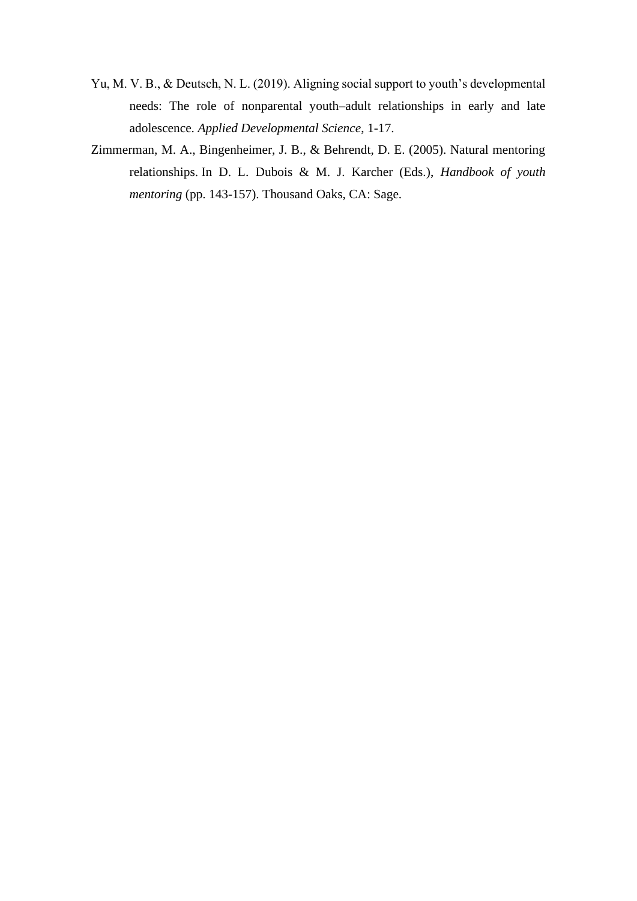Yu, M. V. B., & Deutsch, N. L. (2019). Aligning social support to youth's developmental needs: The role of nonparental youth–adult relationships in early and late adolescence. *Applied Developmental Science*, 1-17.

Zimmerman, M. A., Bingenheimer, J. B., & Behrendt, D. E. (2005). Natural mentoring relationships. In D. L. Dubois & M. J. Karcher (Eds.), *Handbook of youth mentoring* (pp. 143-157). Thousand Oaks, CA: Sage.